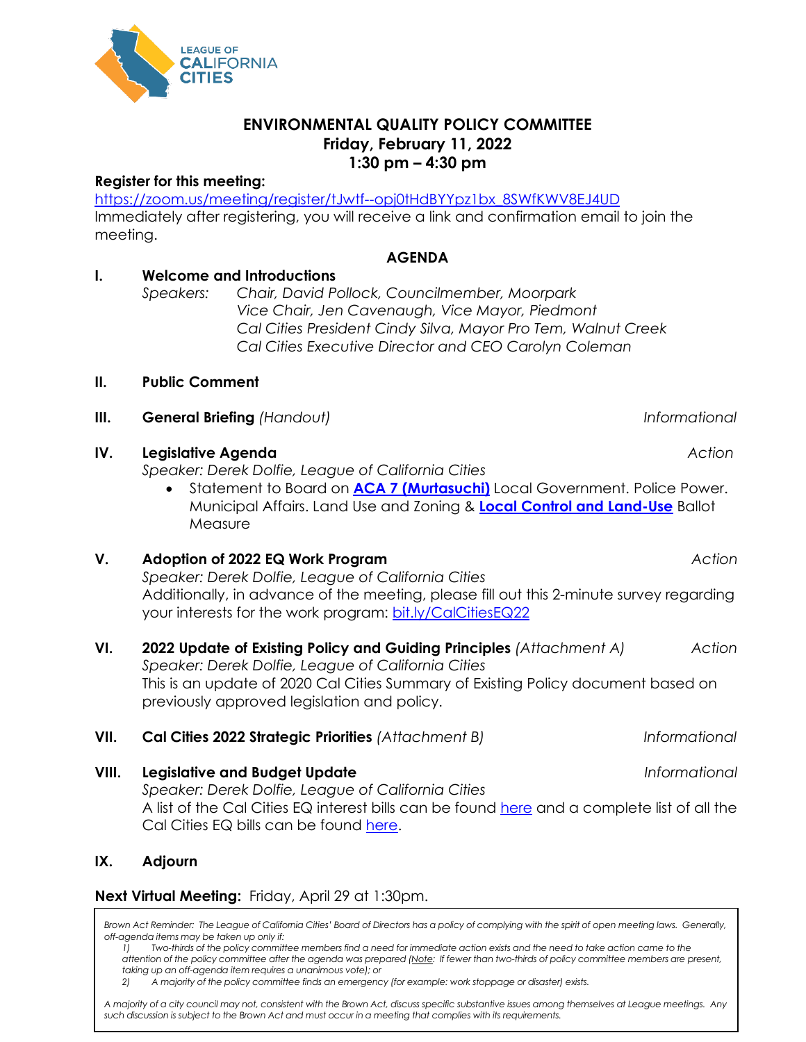LEAGUE OF CALIFORNIA CITIES

# ENVIRONMENTAL QUALITY POLICY COMMITTEE
## Friday, February 11, 2022
## 1:30 pm – 4:30 pm

**Register for this meeting:**
https://zoom.us/meeting/register/tJwtf--opj0tHdBYYpz1bx_8SWfKWV8EJ4UD
Immediately after registering, you will receive a link and confirmation email to join the meeting.

### AGENDA

**I. Welcome and Introductions**
*Speakers:* *Chair, David Pollock, Councilmember, Moorpark*
*Vice Chair, Jen Cavenaugh, Vice Mayor, Piedmont*
*Cal Cities President Cindy Silva, Mayor Pro Tem, Walnut Creek*
*Cal Cities Executive Director and CEO Carolyn Coleman*

**II. Public Comment**

**III. General Briefing** *(Handout)* — *Informational*

**IV. Legislative Agenda** — *Action*
*Speaker: Derek Dolfie, League of California Cities*
- Statement to Board on **ACA 7 (Murtasuchi)** Local Government. Police Power. Municipal Affairs. Land Use and Zoning & **Local Control and Land-Use** Ballot Measure

**V. Adoption of 2022 EQ Work Program** — *Action*
*Speaker: Derek Dolfie, League of California Cities*
Additionally, in advance of the meeting, please fill out this 2-minute survey regarding your interests for the work program: bit.ly/CalCitiesEQ22

**VI. 2022 Update of Existing Policy and Guiding Principles** *(Attachment A)* — *Action*
*Speaker: Derek Dolfie, League of California Cities*
This is an update of 2020 Cal Cities Summary of Existing Policy document based on previously approved legislation and policy.

**VII. Cal Cities 2022 Strategic Priorities** *(Attachment B)* — *Informational*

**VIII. Legislative and Budget Update** — *Informational*
*Speaker: Derek Dolfie, League of California Cities*
A list of the Cal Cities EQ interest bills can be found here and a complete list of all the Cal Cities EQ bills can be found here.

**IX. Adjourn**

**Next Virtual Meeting:** Friday, April 29 at 1:30pm.

*Brown Act Reminder: The League of California Cities' Board of Directors has a policy of complying with the spirit of open meeting laws. Generally, off-agenda items may be taken up only if:*

*1) Two-thirds of the policy committee members find a need for immediate action exists and the need to take action came to the attention of the policy committee after the agenda was prepared (Note: If fewer than two-thirds of policy committee members are present, taking up an off-agenda item requires a unanimous vote); or*

*2) A majority of the policy committee finds an emergency (for example: work stoppage or disaster) exists.*

*A majority of a city council may not, consistent with the Brown Act, discuss specific substantive issues among themselves at League meetings. Any such discussion is subject to the Brown Act and must occur in a meeting that complies with its requirements.*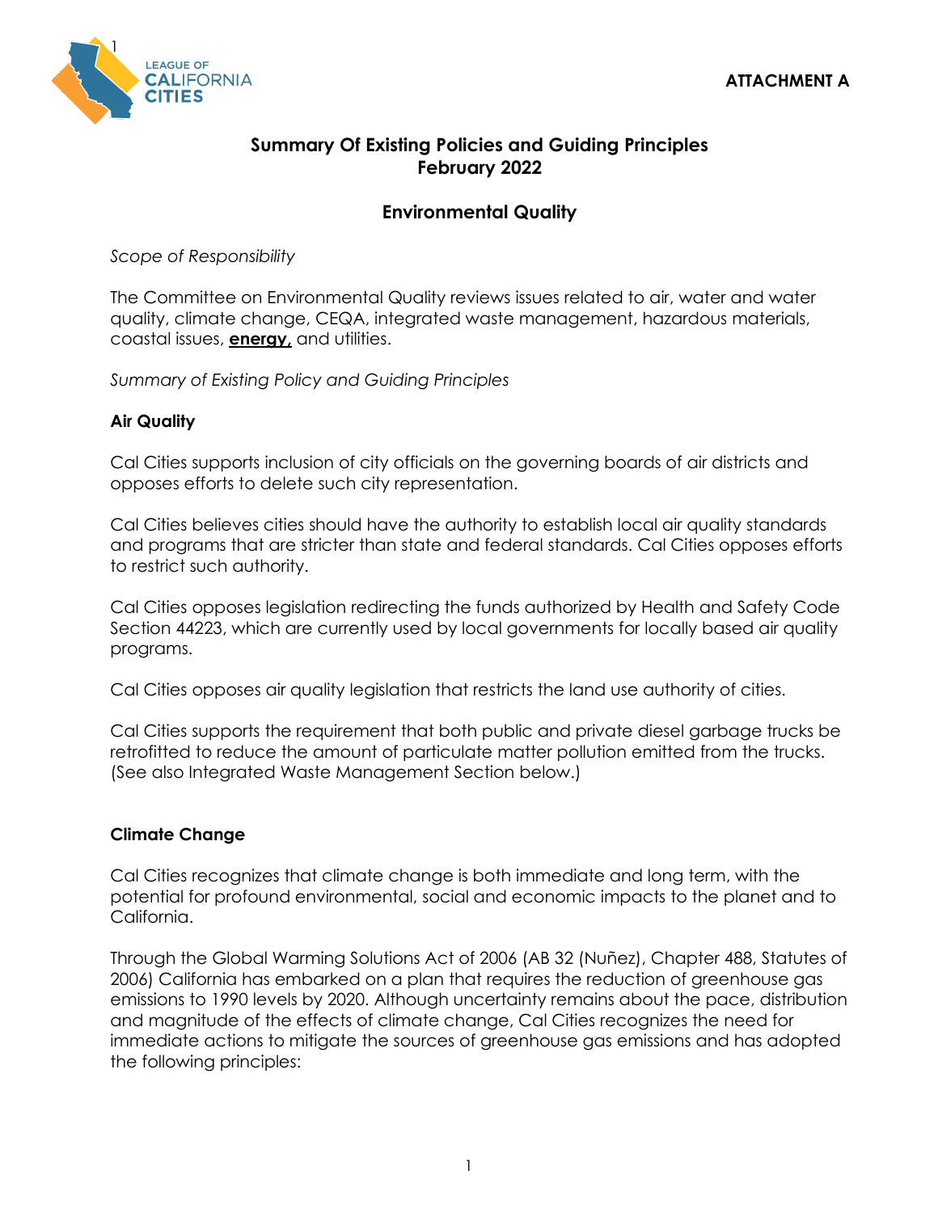ATTACHMENT A

## Summary Of Existing Policies and Guiding Principles
## February 2022

### Environmental Quality

*Scope of Responsibility*

The Committee on Environmental Quality reviews issues related to air, water and water quality, climate change, CEQA, integrated waste management, hazardous materials, coastal issues, **energy,** and utilities.

*Summary of Existing Policy and Guiding Principles*

#### Air Quality

Cal Cities supports inclusion of city officials on the governing boards of air districts and opposes efforts to delete such city representation.

Cal Cities believes cities should have the authority to establish local air quality standards and programs that are stricter than state and federal standards. Cal Cities opposes efforts to restrict such authority.

Cal Cities opposes legislation redirecting the funds authorized by Health and Safety Code Section 44223, which are currently used by local governments for locally based air quality programs.

Cal Cities opposes air quality legislation that restricts the land use authority of cities.

Cal Cities supports the requirement that both public and private diesel garbage trucks be retrofitted to reduce the amount of particulate matter pollution emitted from the trucks. (See also Integrated Waste Management Section below.)

#### Climate Change

Cal Cities recognizes that climate change is both immediate and long term, with the potential for profound environmental, social and economic impacts to the planet and to California.

Through the Global Warming Solutions Act of 2006 (AB 32 (Nuñez), Chapter 488, Statutes of 2006) California has embarked on a plan that requires the reduction of greenhouse gas emissions to 1990 levels by 2020. Although uncertainty remains about the pace, distribution and magnitude of the effects of climate change, Cal Cities recognizes the need for immediate actions to mitigate the sources of greenhouse gas emissions and has adopted the following principles: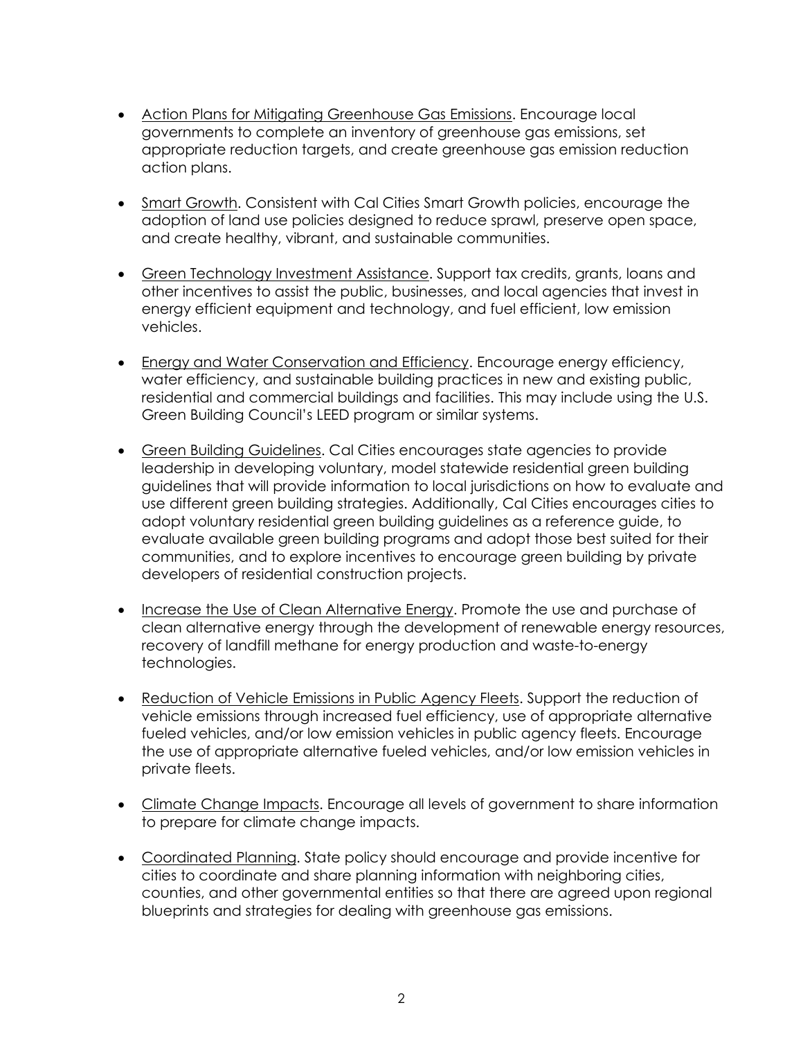- <u>Action Plans for Mitigating Greenhouse Gas Emissions</u>. Encourage local governments to complete an inventory of greenhouse gas emissions, set appropriate reduction targets, and create greenhouse gas emission reduction action plans.

- <u>Smart Growth</u>. Consistent with Cal Cities Smart Growth policies, encourage the adoption of land use policies designed to reduce sprawl, preserve open space, and create healthy, vibrant, and sustainable communities.

- <u>Green Technology Investment Assistance</u>. Support tax credits, grants, loans and other incentives to assist the public, businesses, and local agencies that invest in energy efficient equipment and technology, and fuel efficient, low emission vehicles.

- <u>Energy and Water Conservation and Efficiency</u>. Encourage energy efficiency, water efficiency, and sustainable building practices in new and existing public, residential and commercial buildings and facilities. This may include using the U.S. Green Building Council's LEED program or similar systems.

- <u>Green Building Guidelines</u>. Cal Cities encourages state agencies to provide leadership in developing voluntary, model statewide residential green building guidelines that will provide information to local jurisdictions on how to evaluate and use different green building strategies. Additionally, Cal Cities encourages cities to adopt voluntary residential green building guidelines as a reference guide, to evaluate available green building programs and adopt those best suited for their communities, and to explore incentives to encourage green building by private developers of residential construction projects.

- <u>Increase the Use of Clean Alternative Energy</u>. Promote the use and purchase of clean alternative energy through the development of renewable energy resources, recovery of landfill methane for energy production and waste-to-energy technologies.

- <u>Reduction of Vehicle Emissions in Public Agency Fleets</u>. Support the reduction of vehicle emissions through increased fuel efficiency, use of appropriate alternative fueled vehicles, and/or low emission vehicles in public agency fleets. Encourage the use of appropriate alternative fueled vehicles, and/or low emission vehicles in private fleets.

- <u>Climate Change Impacts</u>. Encourage all levels of government to share information to prepare for climate change impacts.

- <u>Coordinated Planning</u>. State policy should encourage and provide incentive for cities to coordinate and share planning information with neighboring cities, counties, and other governmental entities so that there are agreed upon regional blueprints and strategies for dealing with greenhouse gas emissions.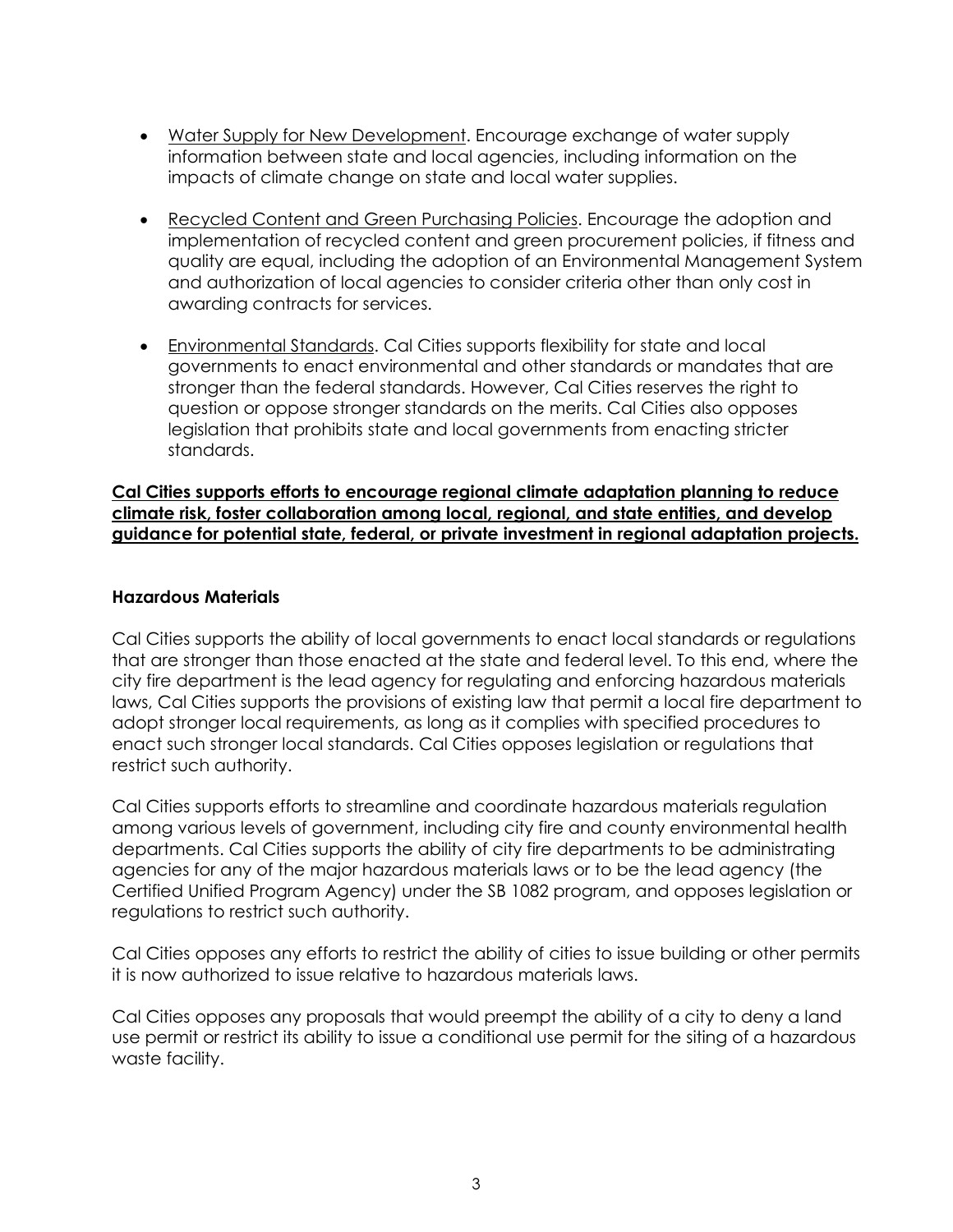- <u>Water Supply for New Development</u>. Encourage exchange of water supply information between state and local agencies, including information on the impacts of climate change on state and local water supplies.

- <u>Recycled Content and Green Purchasing Policies</u>. Encourage the adoption and implementation of recycled content and green procurement policies, if fitness and quality are equal, including the adoption of an Environmental Management System and authorization of local agencies to consider criteria other than only cost in awarding contracts for services.

- <u>Environmental Standards</u>. Cal Cities supports flexibility for state and local governments to enact environmental and other standards or mandates that are stronger than the federal standards. However, Cal Cities reserves the right to question or oppose stronger standards on the merits. Cal Cities also opposes legislation that prohibits state and local governments from enacting stricter standards.

**<u>Cal Cities supports efforts to encourage regional climate adaptation planning to reduce climate risk, foster collaboration among local, regional, and state entities, and develop guidance for potential state, federal, or private investment in regional adaptation projects.</u>**

**Hazardous Materials**

Cal Cities supports the ability of local governments to enact local standards or regulations that are stronger than those enacted at the state and federal level. To this end, where the city fire department is the lead agency for regulating and enforcing hazardous materials laws, Cal Cities supports the provisions of existing law that permit a local fire department to adopt stronger local requirements, as long as it complies with specified procedures to enact such stronger local standards. Cal Cities opposes legislation or regulations that restrict such authority.

Cal Cities supports efforts to streamline and coordinate hazardous materials regulation among various levels of government, including city fire and county environmental health departments. Cal Cities supports the ability of city fire departments to be administrating agencies for any of the major hazardous materials laws or to be the lead agency (the Certified Unified Program Agency) under the SB 1082 program, and opposes legislation or regulations to restrict such authority.

Cal Cities opposes any efforts to restrict the ability of cities to issue building or other permits it is now authorized to issue relative to hazardous materials laws.

Cal Cities opposes any proposals that would preempt the ability of a city to deny a land use permit or restrict its ability to issue a conditional use permit for the siting of a hazardous waste facility.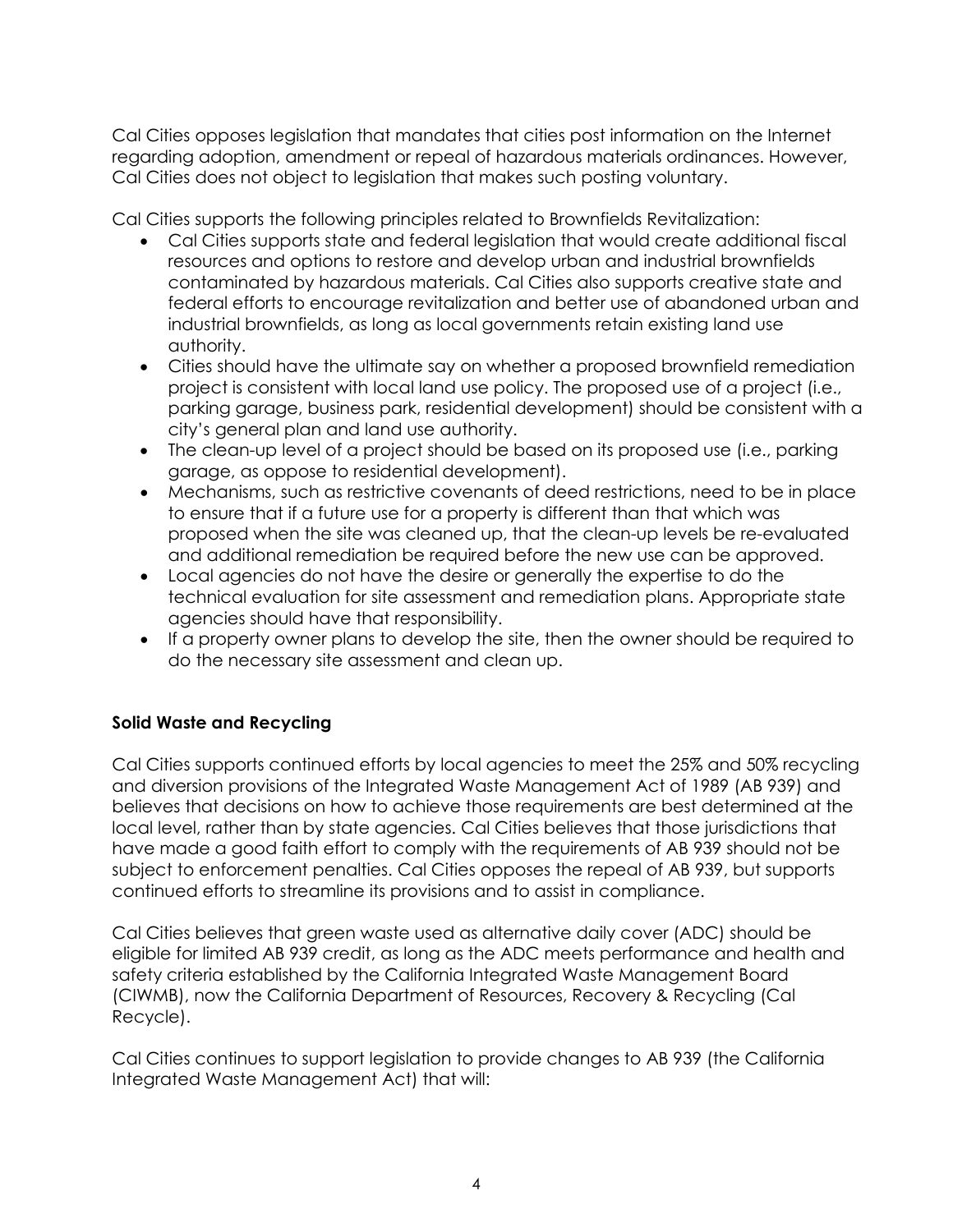Cal Cities opposes legislation that mandates that cities post information on the Internet regarding adoption, amendment or repeal of hazardous materials ordinances. However, Cal Cities does not object to legislation that makes such posting voluntary.

Cal Cities supports the following principles related to Brownfields Revitalization:

- Cal Cities supports state and federal legislation that would create additional fiscal resources and options to restore and develop urban and industrial brownfields contaminated by hazardous materials. Cal Cities also supports creative state and federal efforts to encourage revitalization and better use of abandoned urban and industrial brownfields, as long as local governments retain existing land use authority.
- Cities should have the ultimate say on whether a proposed brownfield remediation project is consistent with local land use policy. The proposed use of a project (i.e., parking garage, business park, residential development) should be consistent with a city's general plan and land use authority.
- The clean-up level of a project should be based on its proposed use (i.e., parking garage, as oppose to residential development).
- Mechanisms, such as restrictive covenants of deed restrictions, need to be in place to ensure that if a future use for a property is different than that which was proposed when the site was cleaned up, that the clean-up levels be re-evaluated and additional remediation be required before the new use can be approved.
- Local agencies do not have the desire or generally the expertise to do the technical evaluation for site assessment and remediation plans. Appropriate state agencies should have that responsibility.
- If a property owner plans to develop the site, then the owner should be required to do the necessary site assessment and clean up.

**Solid Waste and Recycling**

Cal Cities supports continued efforts by local agencies to meet the 25% and 50% recycling and diversion provisions of the Integrated Waste Management Act of 1989 (AB 939) and believes that decisions on how to achieve those requirements are best determined at the local level, rather than by state agencies. Cal Cities believes that those jurisdictions that have made a good faith effort to comply with the requirements of AB 939 should not be subject to enforcement penalties. Cal Cities opposes the repeal of AB 939, but supports continued efforts to streamline its provisions and to assist in compliance.

Cal Cities believes that green waste used as alternative daily cover (ADC) should be eligible for limited AB 939 credit, as long as the ADC meets performance and health and safety criteria established by the California Integrated Waste Management Board (CIWMB), now the California Department of Resources, Recovery & Recycling (Cal Recycle).

Cal Cities continues to support legislation to provide changes to AB 939 (the California Integrated Waste Management Act) that will: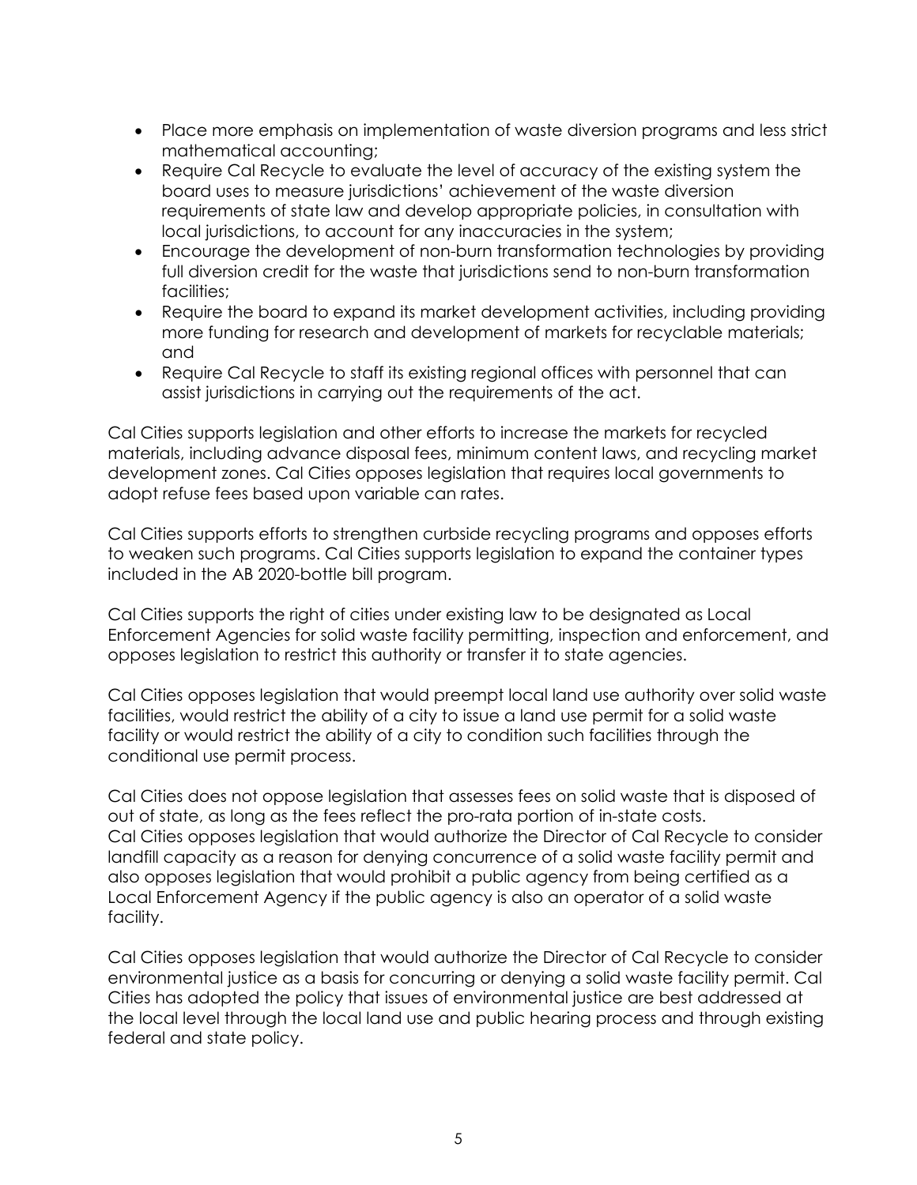- Place more emphasis on implementation of waste diversion programs and less strict mathematical accounting;
- Require Cal Recycle to evaluate the level of accuracy of the existing system the board uses to measure jurisdictions' achievement of the waste diversion requirements of state law and develop appropriate policies, in consultation with local jurisdictions, to account for any inaccuracies in the system;
- Encourage the development of non-burn transformation technologies by providing full diversion credit for the waste that jurisdictions send to non-burn transformation facilities;
- Require the board to expand its market development activities, including providing more funding for research and development of markets for recyclable materials; and
- Require Cal Recycle to staff its existing regional offices with personnel that can assist jurisdictions in carrying out the requirements of the act.

Cal Cities supports legislation and other efforts to increase the markets for recycled materials, including advance disposal fees, minimum content laws, and recycling market development zones. Cal Cities opposes legislation that requires local governments to adopt refuse fees based upon variable can rates.

Cal Cities supports efforts to strengthen curbside recycling programs and opposes efforts to weaken such programs. Cal Cities supports legislation to expand the container types included in the AB 2020-bottle bill program.

Cal Cities supports the right of cities under existing law to be designated as Local Enforcement Agencies for solid waste facility permitting, inspection and enforcement, and opposes legislation to restrict this authority or transfer it to state agencies.

Cal Cities opposes legislation that would preempt local land use authority over solid waste facilities, would restrict the ability of a city to issue a land use permit for a solid waste facility or would restrict the ability of a city to condition such facilities through the conditional use permit process.

Cal Cities does not oppose legislation that assesses fees on solid waste that is disposed of out of state, as long as the fees reflect the pro-rata portion of in-state costs.
Cal Cities opposes legislation that would authorize the Director of Cal Recycle to consider landfill capacity as a reason for denying concurrence of a solid waste facility permit and also opposes legislation that would prohibit a public agency from being certified as a Local Enforcement Agency if the public agency is also an operator of a solid waste facility.

Cal Cities opposes legislation that would authorize the Director of Cal Recycle to consider environmental justice as a basis for concurring or denying a solid waste facility permit. Cal Cities has adopted the policy that issues of environmental justice are best addressed at the local level through the local land use and public hearing process and through existing federal and state policy.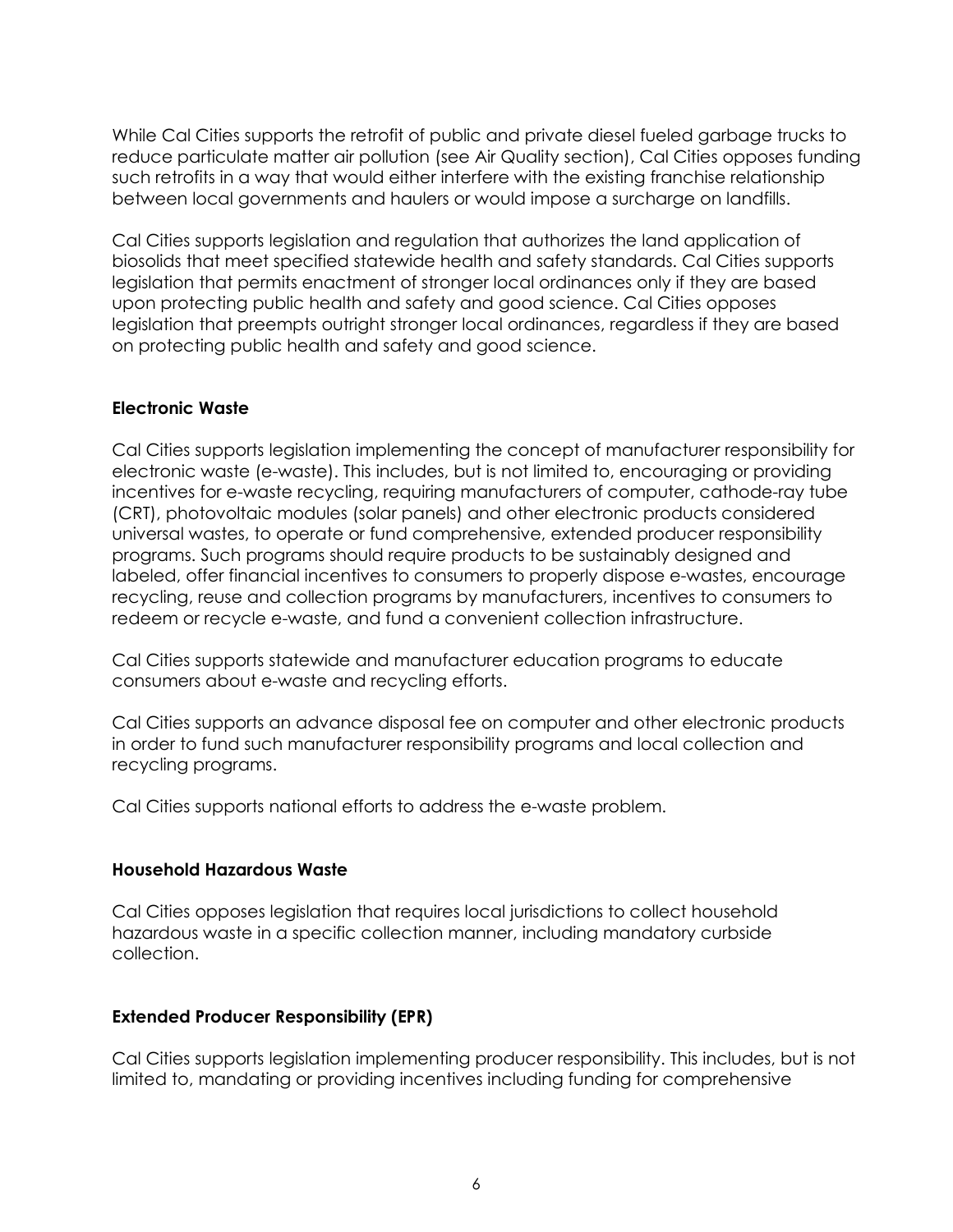While Cal Cities supports the retrofit of public and private diesel fueled garbage trucks to reduce particulate matter air pollution (see Air Quality section), Cal Cities opposes funding such retrofits in a way that would either interfere with the existing franchise relationship between local governments and haulers or would impose a surcharge on landfills.

Cal Cities supports legislation and regulation that authorizes the land application of biosolids that meet specified statewide health and safety standards. Cal Cities supports legislation that permits enactment of stronger local ordinances only if they are based upon protecting public health and safety and good science. Cal Cities opposes legislation that preempts outright stronger local ordinances, regardless if they are based on protecting public health and safety and good science.

**Electronic Waste**

Cal Cities supports legislation implementing the concept of manufacturer responsibility for electronic waste (e-waste). This includes, but is not limited to, encouraging or providing incentives for e-waste recycling, requiring manufacturers of computer, cathode-ray tube (CRT), photovoltaic modules (solar panels) and other electronic products considered universal wastes, to operate or fund comprehensive, extended producer responsibility programs. Such programs should require products to be sustainably designed and labeled, offer financial incentives to consumers to properly dispose e-wastes, encourage recycling, reuse and collection programs by manufacturers, incentives to consumers to redeem or recycle e-waste, and fund a convenient collection infrastructure.

Cal Cities supports statewide and manufacturer education programs to educate consumers about e-waste and recycling efforts.

Cal Cities supports an advance disposal fee on computer and other electronic products in order to fund such manufacturer responsibility programs and local collection and recycling programs.

Cal Cities supports national efforts to address the e-waste problem.

**Household Hazardous Waste**

Cal Cities opposes legislation that requires local jurisdictions to collect household hazardous waste in a specific collection manner, including mandatory curbside collection.

**Extended Producer Responsibility (EPR)**

Cal Cities supports legislation implementing producer responsibility. This includes, but is not limited to, mandating or providing incentives including funding for comprehensive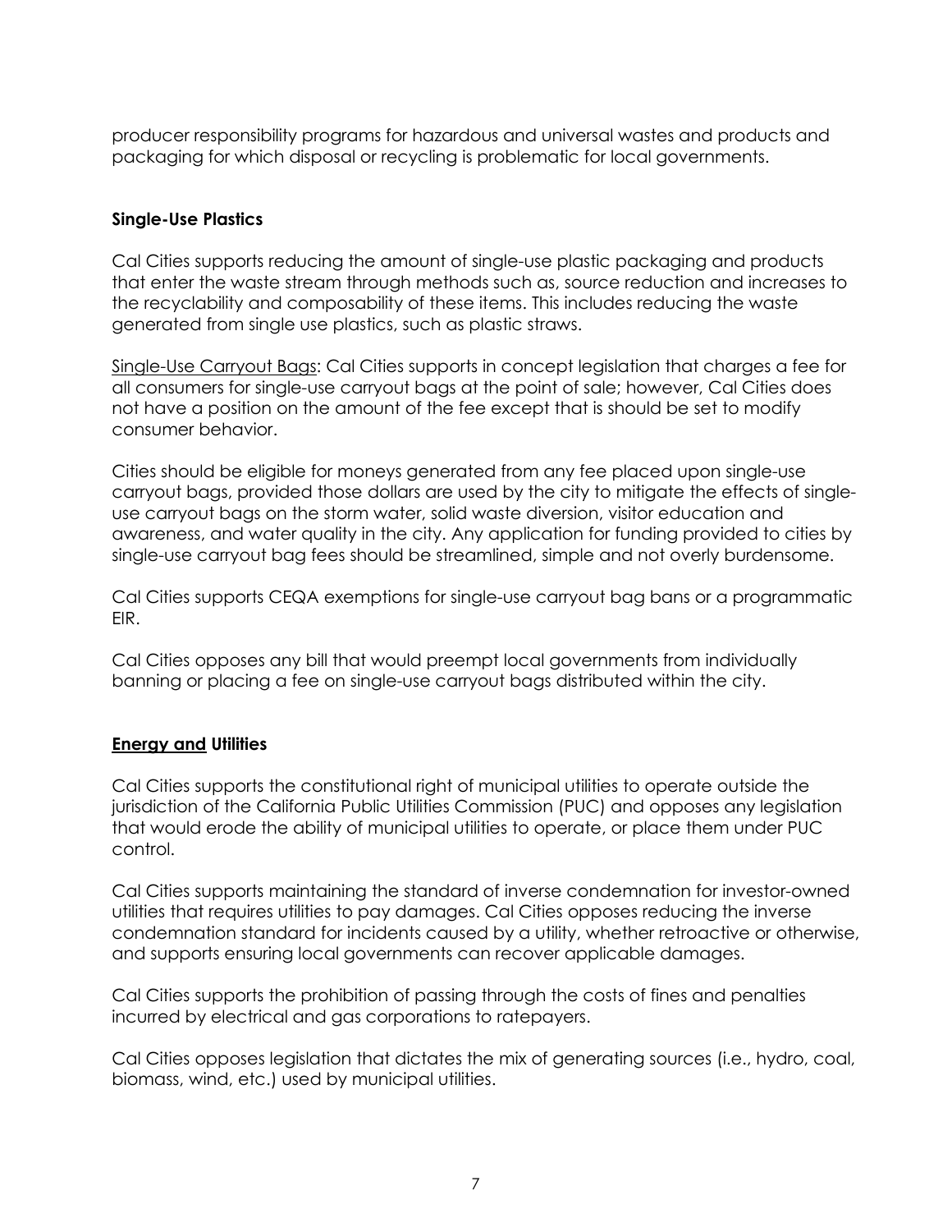producer responsibility programs for hazardous and universal wastes and products and packaging for which disposal or recycling is problematic for local governments.

**Single-Use Plastics**

Cal Cities supports reducing the amount of single-use plastic packaging and products that enter the waste stream through methods such as, source reduction and increases to the recyclability and composability of these items. This includes reducing the waste generated from single use plastics, such as plastic straws.

<u>Single-Use Carryout Bags</u>: Cal Cities supports in concept legislation that charges a fee for all consumers for single-use carryout bags at the point of sale; however, Cal Cities does not have a position on the amount of the fee except that is should be set to modify consumer behavior.

Cities should be eligible for moneys generated from any fee placed upon single-use carryout bags, provided those dollars are used by the city to mitigate the effects of single-use carryout bags on the storm water, solid waste diversion, visitor education and awareness, and water quality in the city. Any application for funding provided to cities by single-use carryout bag fees should be streamlined, simple and not overly burdensome.

Cal Cities supports CEQA exemptions for single-use carryout bag bans or a programmatic EIR.

Cal Cities opposes any bill that would preempt local governments from individually banning or placing a fee on single-use carryout bags distributed within the city.

**<u>Energy and</u> Utilities**

Cal Cities supports the constitutional right of municipal utilities to operate outside the jurisdiction of the California Public Utilities Commission (PUC) and opposes any legislation that would erode the ability of municipal utilities to operate, or place them under PUC control.

Cal Cities supports maintaining the standard of inverse condemnation for investor-owned utilities that requires utilities to pay damages. Cal Cities opposes reducing the inverse condemnation standard for incidents caused by a utility, whether retroactive or otherwise, and supports ensuring local governments can recover applicable damages.

Cal Cities supports the prohibition of passing through the costs of fines and penalties incurred by electrical and gas corporations to ratepayers.

Cal Cities opposes legislation that dictates the mix of generating sources (i.e., hydro, coal, biomass, wind, etc.) used by municipal utilities.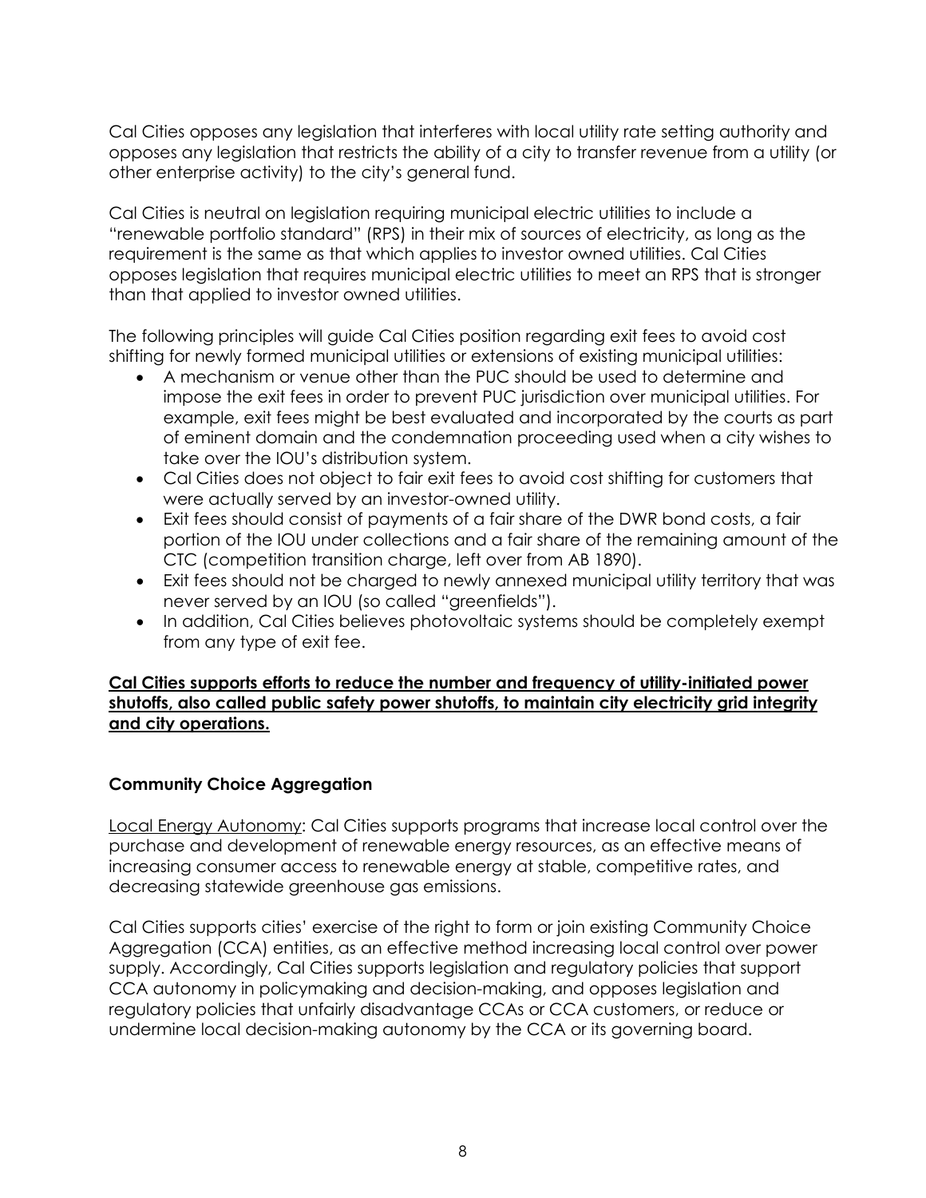Cal Cities opposes any legislation that interferes with local utility rate setting authority and opposes any legislation that restricts the ability of a city to transfer revenue from a utility (or other enterprise activity) to the city's general fund.

Cal Cities is neutral on legislation requiring municipal electric utilities to include a "renewable portfolio standard" (RPS) in their mix of sources of electricity, as long as the requirement is the same as that which applies to investor owned utilities. Cal Cities opposes legislation that requires municipal electric utilities to meet an RPS that is stronger than that applied to investor owned utilities.

The following principles will guide Cal Cities position regarding exit fees to avoid cost shifting for newly formed municipal utilities or extensions of existing municipal utilities:

- A mechanism or venue other than the PUC should be used to determine and impose the exit fees in order to prevent PUC jurisdiction over municipal utilities. For example, exit fees might be best evaluated and incorporated by the courts as part of eminent domain and the condemnation proceeding used when a city wishes to take over the IOU's distribution system.
- Cal Cities does not object to fair exit fees to avoid cost shifting for customers that were actually served by an investor-owned utility.
- Exit fees should consist of payments of a fair share of the DWR bond costs, a fair portion of the IOU under collections and a fair share of the remaining amount of the CTC (competition transition charge, left over from AB 1890).
- Exit fees should not be charged to newly annexed municipal utility territory that was never served by an IOU (so called "greenfields").
- In addition, Cal Cities believes photovoltaic systems should be completely exempt from any type of exit fee.

<u>**Cal Cities supports efforts to reduce the number and frequency of utility-initiated power shutoffs, also called public safety power shutoffs, to maintain city electricity grid integrity and city operations.**</u>

**Community Choice Aggregation**

<u>Local Energy Autonomy</u>: Cal Cities supports programs that increase local control over the purchase and development of renewable energy resources, as an effective means of increasing consumer access to renewable energy at stable, competitive rates, and decreasing statewide greenhouse gas emissions.

Cal Cities supports cities' exercise of the right to form or join existing Community Choice Aggregation (CCA) entities, as an effective method increasing local control over power supply. Accordingly, Cal Cities supports legislation and regulatory policies that support CCA autonomy in policymaking and decision-making, and opposes legislation and regulatory policies that unfairly disadvantage CCAs or CCA customers, or reduce or undermine local decision-making autonomy by the CCA or its governing board.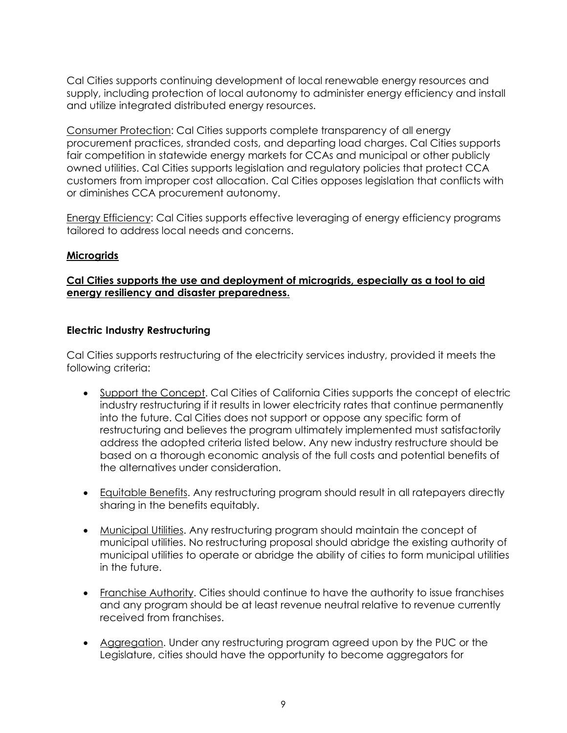Cal Cities supports continuing development of local renewable energy resources and supply, including protection of local autonomy to administer energy efficiency and install and utilize integrated distributed energy resources.

Consumer Protection: Cal Cities supports complete transparency of all energy procurement practices, stranded costs, and departing load charges. Cal Cities supports fair competition in statewide energy markets for CCAs and municipal or other publicly owned utilities. Cal Cities supports legislation and regulatory policies that protect CCA customers from improper cost allocation. Cal Cities opposes legislation that conflicts with or diminishes CCA procurement autonomy.

Energy Efficiency: Cal Cities supports effective leveraging of energy efficiency programs tailored to address local needs and concerns.

**Microgrids**

**Cal Cities supports the use and deployment of microgrids, especially as a tool to aid energy resiliency and disaster preparedness.**

**Electric Industry Restructuring**

Cal Cities supports restructuring of the electricity services industry, provided it meets the following criteria:

- Support the Concept. Cal Cities of California Cities supports the concept of electric industry restructuring if it results in lower electricity rates that continue permanently into the future. Cal Cities does not support or oppose any specific form of restructuring and believes the program ultimately implemented must satisfactorily address the adopted criteria listed below. Any new industry restructure should be based on a thorough economic analysis of the full costs and potential benefits of the alternatives under consideration.

- Equitable Benefits. Any restructuring program should result in all ratepayers directly sharing in the benefits equitably.

- Municipal Utilities. Any restructuring program should maintain the concept of municipal utilities. No restructuring proposal should abridge the existing authority of municipal utilities to operate or abridge the ability of cities to form municipal utilities in the future.

- Franchise Authority. Cities should continue to have the authority to issue franchises and any program should be at least revenue neutral relative to revenue currently received from franchises.

- Aggregation. Under any restructuring program agreed upon by the PUC or the Legislature, cities should have the opportunity to become aggregators for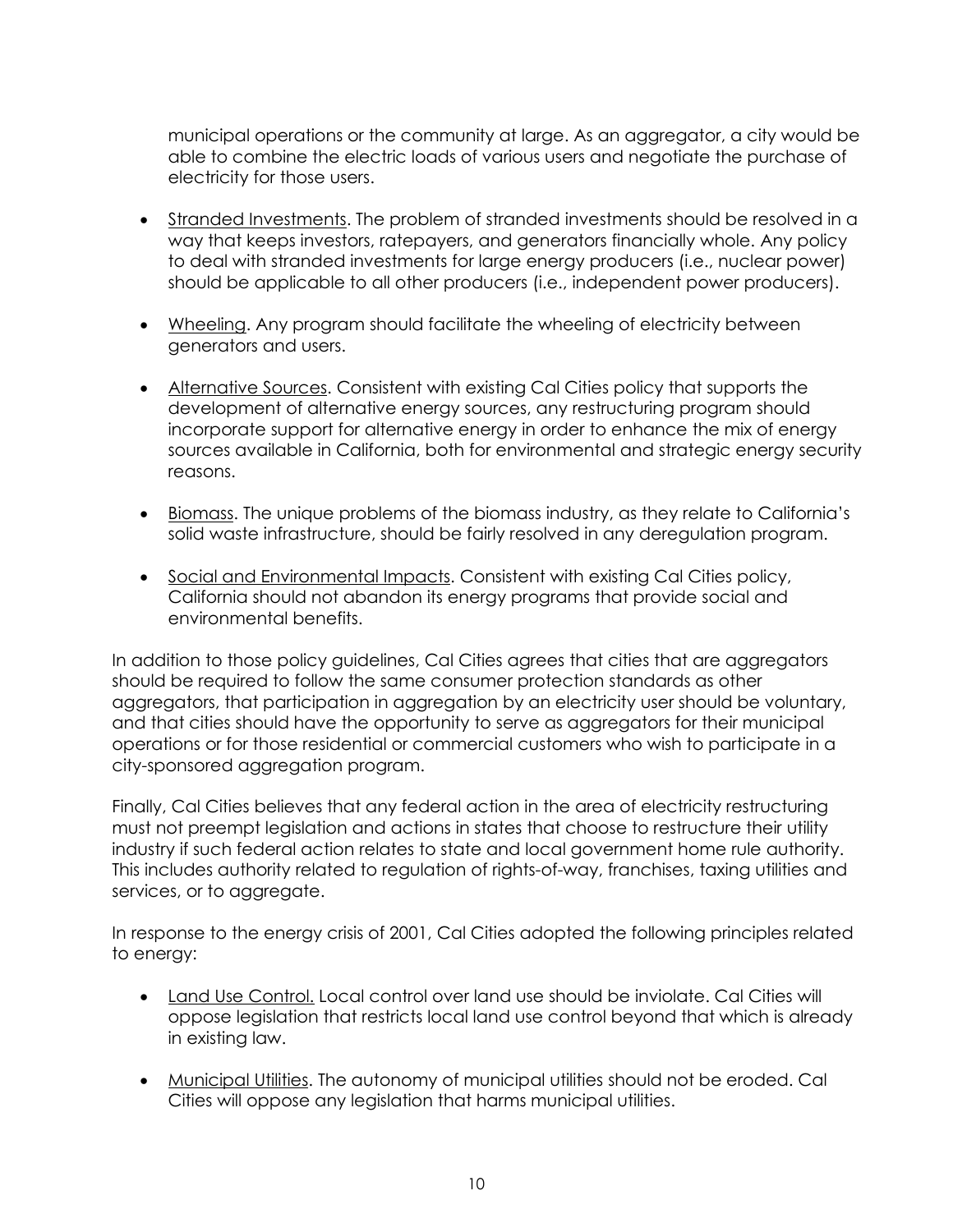municipal operations or the community at large. As an aggregator, a city would be able to combine the electric loads of various users and negotiate the purchase of electricity for those users.

- Stranded Investments. The problem of stranded investments should be resolved in a way that keeps investors, ratepayers, and generators financially whole. Any policy to deal with stranded investments for large energy producers (i.e., nuclear power) should be applicable to all other producers (i.e., independent power producers).

- Wheeling. Any program should facilitate the wheeling of electricity between generators and users.

- Alternative Sources. Consistent with existing Cal Cities policy that supports the development of alternative energy sources, any restructuring program should incorporate support for alternative energy in order to enhance the mix of energy sources available in California, both for environmental and strategic energy security reasons.

- Biomass. The unique problems of the biomass industry, as they relate to California's solid waste infrastructure, should be fairly resolved in any deregulation program.

- Social and Environmental Impacts. Consistent with existing Cal Cities policy, California should not abandon its energy programs that provide social and environmental benefits.

In addition to those policy guidelines, Cal Cities agrees that cities that are aggregators should be required to follow the same consumer protection standards as other aggregators, that participation in aggregation by an electricity user should be voluntary, and that cities should have the opportunity to serve as aggregators for their municipal operations or for those residential or commercial customers who wish to participate in a city-sponsored aggregation program.

Finally, Cal Cities believes that any federal action in the area of electricity restructuring must not preempt legislation and actions in states that choose to restructure their utility industry if such federal action relates to state and local government home rule authority. This includes authority related to regulation of rights-of-way, franchises, taxing utilities and services, or to aggregate.

In response to the energy crisis of 2001, Cal Cities adopted the following principles related to energy:

- Land Use Control. Local control over land use should be inviolate. Cal Cities will oppose legislation that restricts local land use control beyond that which is already in existing law.

- Municipal Utilities. The autonomy of municipal utilities should not be eroded. Cal Cities will oppose any legislation that harms municipal utilities.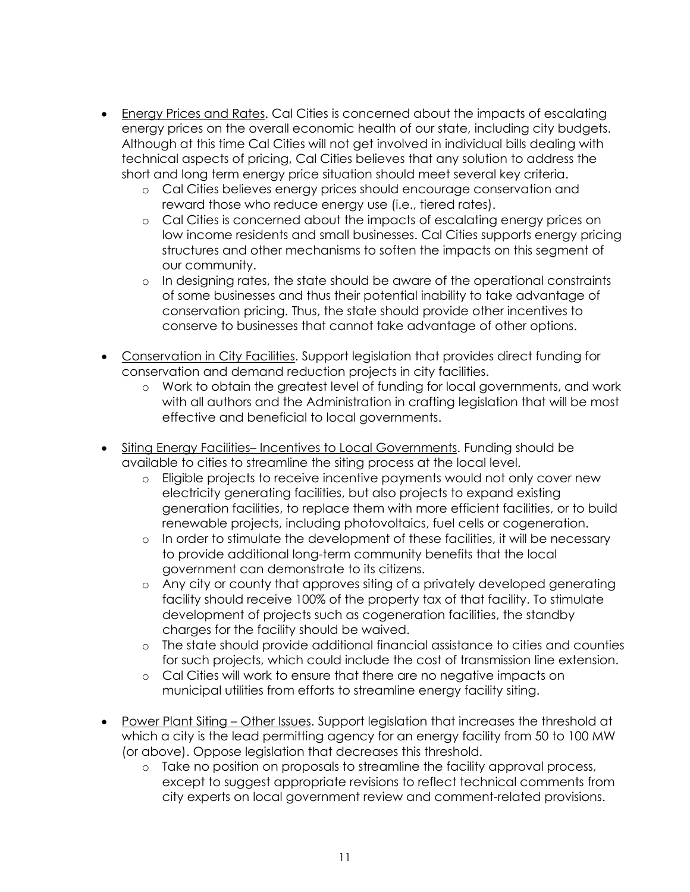- Energy Prices and Rates. Cal Cities is concerned about the impacts of escalating energy prices on the overall economic health of our state, including city budgets. Although at this time Cal Cities will not get involved in individual bills dealing with technical aspects of pricing, Cal Cities believes that any solution to address the short and long term energy price situation should meet several key criteria.
  - Cal Cities believes energy prices should encourage conservation and reward those who reduce energy use (i.e., tiered rates).
  - Cal Cities is concerned about the impacts of escalating energy prices on low income residents and small businesses. Cal Cities supports energy pricing structures and other mechanisms to soften the impacts on this segment of our community.
  - In designing rates, the state should be aware of the operational constraints of some businesses and thus their potential inability to take advantage of conservation pricing. Thus, the state should provide other incentives to conserve to businesses that cannot take advantage of other options.

- Conservation in City Facilities. Support legislation that provides direct funding for conservation and demand reduction projects in city facilities.
  - Work to obtain the greatest level of funding for local governments, and work with all authors and the Administration in crafting legislation that will be most effective and beneficial to local governments.

- Siting Energy Facilities– Incentives to Local Governments. Funding should be available to cities to streamline the siting process at the local level.
  - Eligible projects to receive incentive payments would not only cover new electricity generating facilities, but also projects to expand existing generation facilities, to replace them with more efficient facilities, or to build renewable projects, including photovoltaics, fuel cells or cogeneration.
  - In order to stimulate the development of these facilities, it will be necessary to provide additional long-term community benefits that the local government can demonstrate to its citizens.
  - Any city or county that approves siting of a privately developed generating facility should receive 100% of the property tax of that facility. To stimulate development of projects such as cogeneration facilities, the standby charges for the facility should be waived.
  - The state should provide additional financial assistance to cities and counties for such projects, which could include the cost of transmission line extension.
  - Cal Cities will work to ensure that there are no negative impacts on municipal utilities from efforts to streamline energy facility siting.

- Power Plant Siting – Other Issues. Support legislation that increases the threshold at which a city is the lead permitting agency for an energy facility from 50 to 100 MW (or above). Oppose legislation that decreases this threshold.
  - Take no position on proposals to streamline the facility approval process, except to suggest appropriate revisions to reflect technical comments from city experts on local government review and comment-related provisions.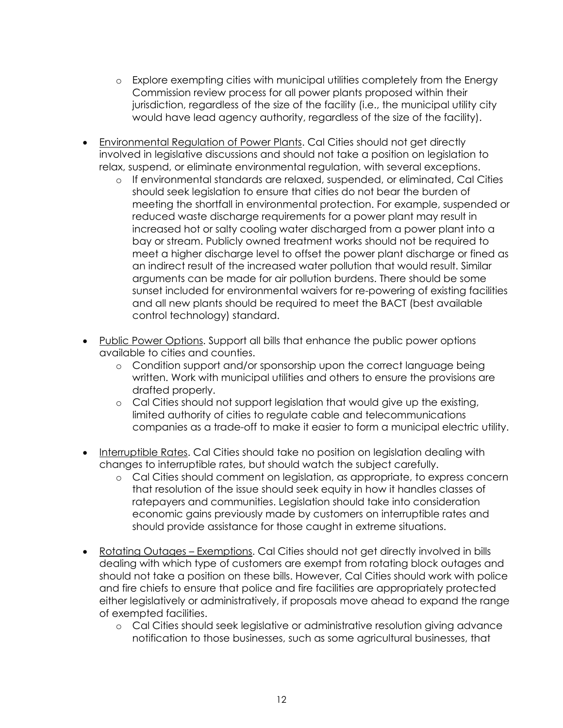- Explore exempting cities with municipal utilities completely from the Energy Commission review process for all power plants proposed within their jurisdiction, regardless of the size of the facility (i.e., the municipal utility city would have lead agency authority, regardless of the size of the facility).

- Environmental Regulation of Power Plants. Cal Cities should not get directly involved in legislative discussions and should not take a position on legislation to relax, suspend, or eliminate environmental regulation, with several exceptions.
  - If environmental standards are relaxed, suspended, or eliminated, Cal Cities should seek legislation to ensure that cities do not bear the burden of meeting the shortfall in environmental protection. For example, suspended or reduced waste discharge requirements for a power plant may result in increased hot or salty cooling water discharged from a power plant into a bay or stream. Publicly owned treatment works should not be required to meet a higher discharge level to offset the power plant discharge or fined as an indirect result of the increased water pollution that would result. Similar arguments can be made for air pollution burdens. There should be some sunset included for environmental waivers for re-powering of existing facilities and all new plants should be required to meet the BACT (best available control technology) standard.

- Public Power Options. Support all bills that enhance the public power options available to cities and counties.
  - Condition support and/or sponsorship upon the correct language being written. Work with municipal utilities and others to ensure the provisions are drafted properly.
  - Cal Cities should not support legislation that would give up the existing, limited authority of cities to regulate cable and telecommunications companies as a trade-off to make it easier to form a municipal electric utility.

- Interruptible Rates. Cal Cities should take no position on legislation dealing with changes to interruptible rates, but should watch the subject carefully.
  - Cal Cities should comment on legislation, as appropriate, to express concern that resolution of the issue should seek equity in how it handles classes of ratepayers and communities. Legislation should take into consideration economic gains previously made by customers on interruptible rates and should provide assistance for those caught in extreme situations.

- Rotating Outages – Exemptions. Cal Cities should not get directly involved in bills dealing with which type of customers are exempt from rotating block outages and should not take a position on these bills. However, Cal Cities should work with police and fire chiefs to ensure that police and fire facilities are appropriately protected either legislatively or administratively, if proposals move ahead to expand the range of exempted facilities.
  - Cal Cities should seek legislative or administrative resolution giving advance notification to those businesses, such as some agricultural businesses, that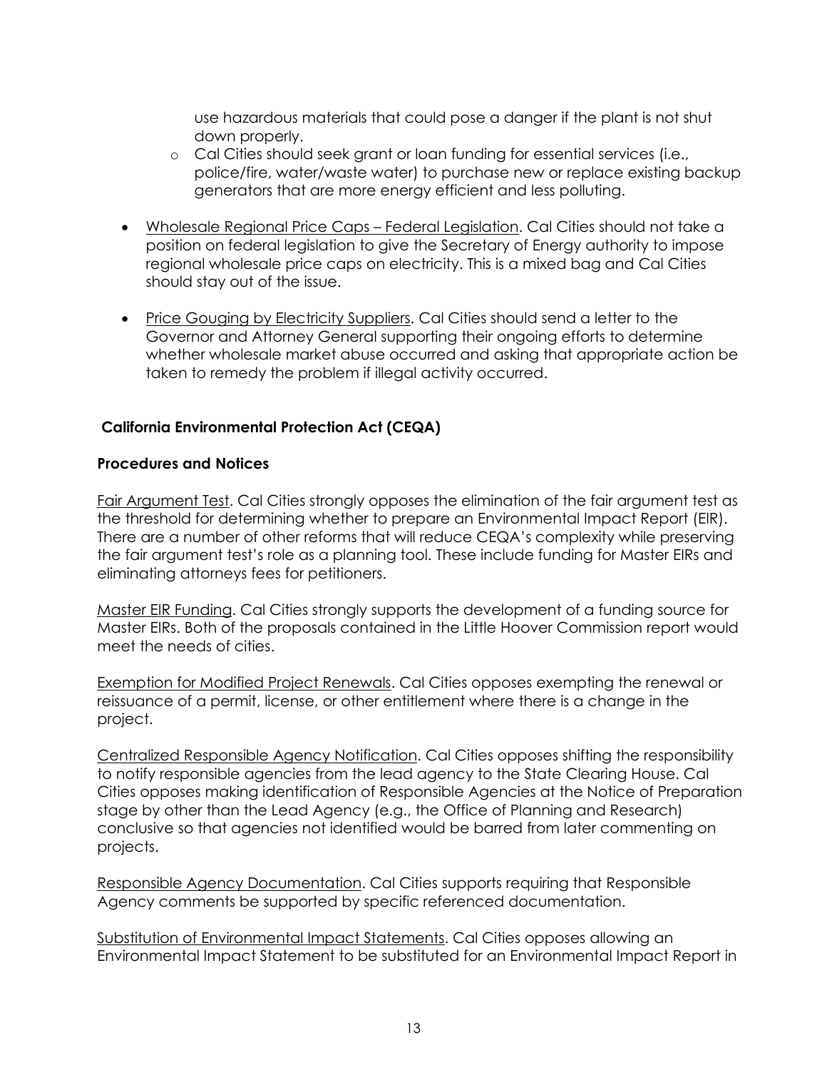use hazardous materials that could pose a danger if the plant is not shut down properly.
  - Cal Cities should seek grant or loan funding for essential services (i.e., police/fire, water/waste water) to purchase new or replace existing backup generators that are more energy efficient and less polluting.

- Wholesale Regional Price Caps – Federal Legislation. Cal Cities should not take a position on federal legislation to give the Secretary of Energy authority to impose regional wholesale price caps on electricity. This is a mixed bag and Cal Cities should stay out of the issue.

- Price Gouging by Electricity Suppliers. Cal Cities should send a letter to the Governor and Attorney General supporting their ongoing efforts to determine whether wholesale market abuse occurred and asking that appropriate action be taken to remedy the problem if illegal activity occurred.

## California Environmental Protection Act (CEQA)

### Procedures and Notices

Fair Argument Test. Cal Cities strongly opposes the elimination of the fair argument test as the threshold for determining whether to prepare an Environmental Impact Report (EIR). There are a number of other reforms that will reduce CEQA's complexity while preserving the fair argument test's role as a planning tool. These include funding for Master EIRs and eliminating attorneys fees for petitioners.

Master EIR Funding. Cal Cities strongly supports the development of a funding source for Master EIRs. Both of the proposals contained in the Little Hoover Commission report would meet the needs of cities.

Exemption for Modified Project Renewals. Cal Cities opposes exempting the renewal or reissuance of a permit, license, or other entitlement where there is a change in the project.

Centralized Responsible Agency Notification. Cal Cities opposes shifting the responsibility to notify responsible agencies from the lead agency to the State Clearing House. Cal Cities opposes making identification of Responsible Agencies at the Notice of Preparation stage by other than the Lead Agency (e.g., the Office of Planning and Research) conclusive so that agencies not identified would be barred from later commenting on projects.

Responsible Agency Documentation. Cal Cities supports requiring that Responsible Agency comments be supported by specific referenced documentation.

Substitution of Environmental Impact Statements. Cal Cities opposes allowing an Environmental Impact Statement to be substituted for an Environmental Impact Report in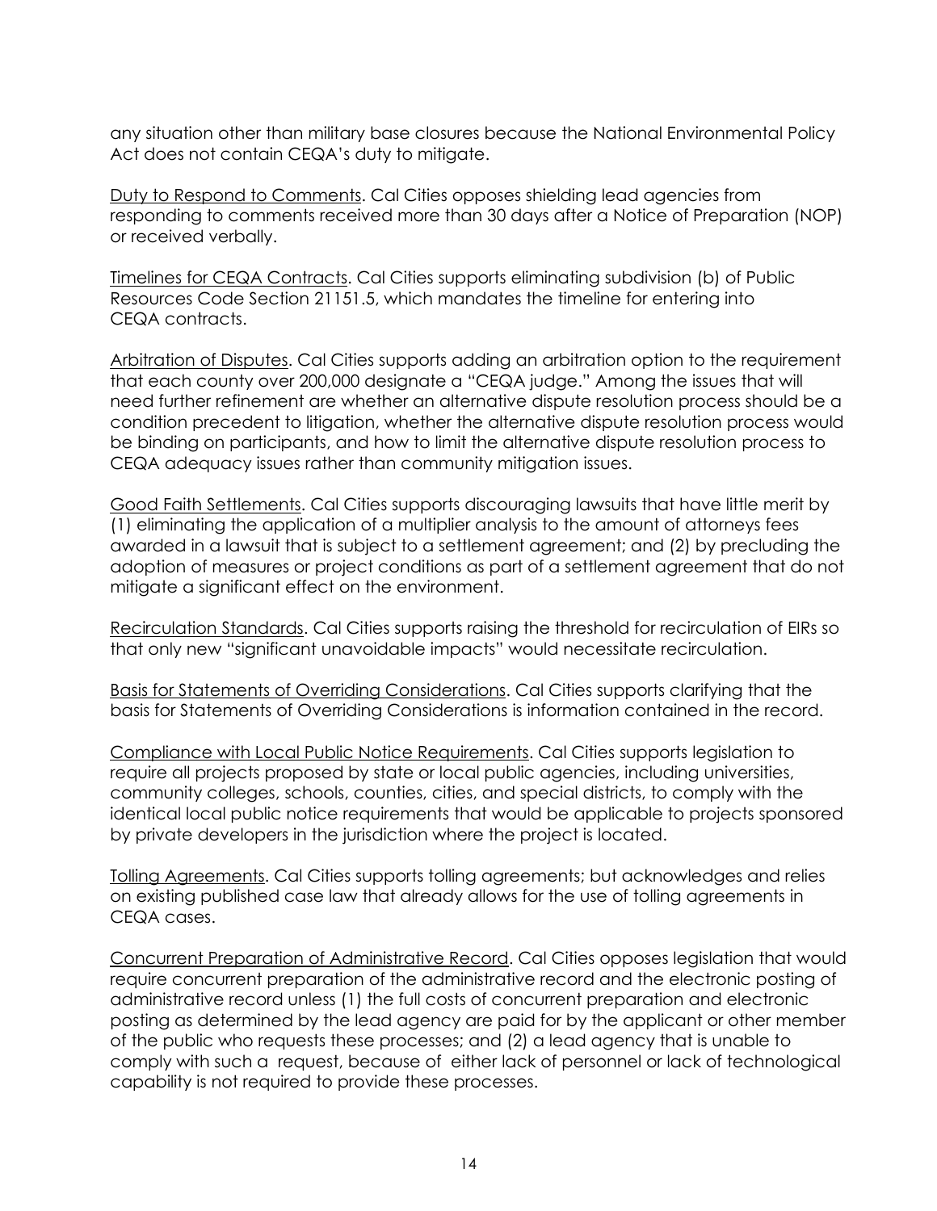any situation other than military base closures because the National Environmental Policy Act does not contain CEQA's duty to mitigate.

Duty to Respond to Comments. Cal Cities opposes shielding lead agencies from responding to comments received more than 30 days after a Notice of Preparation (NOP) or received verbally.

Timelines for CEQA Contracts. Cal Cities supports eliminating subdivision (b) of Public Resources Code Section 21151.5, which mandates the timeline for entering into CEQA contracts.

Arbitration of Disputes. Cal Cities supports adding an arbitration option to the requirement that each county over 200,000 designate a "CEQA judge." Among the issues that will need further refinement are whether an alternative dispute resolution process should be a condition precedent to litigation, whether the alternative dispute resolution process would be binding on participants, and how to limit the alternative dispute resolution process to CEQA adequacy issues rather than community mitigation issues.

Good Faith Settlements. Cal Cities supports discouraging lawsuits that have little merit by (1) eliminating the application of a multiplier analysis to the amount of attorneys fees awarded in a lawsuit that is subject to a settlement agreement; and (2) by precluding the adoption of measures or project conditions as part of a settlement agreement that do not mitigate a significant effect on the environment.

Recirculation Standards. Cal Cities supports raising the threshold for recirculation of EIRs so that only new "significant unavoidable impacts" would necessitate recirculation.

Basis for Statements of Overriding Considerations. Cal Cities supports clarifying that the basis for Statements of Overriding Considerations is information contained in the record.

Compliance with Local Public Notice Requirements. Cal Cities supports legislation to require all projects proposed by state or local public agencies, including universities, community colleges, schools, counties, cities, and special districts, to comply with the identical local public notice requirements that would be applicable to projects sponsored by private developers in the jurisdiction where the project is located.

Tolling Agreements. Cal Cities supports tolling agreements; but acknowledges and relies on existing published case law that already allows for the use of tolling agreements in CEQA cases.

Concurrent Preparation of Administrative Record. Cal Cities opposes legislation that would require concurrent preparation of the administrative record and the electronic posting of administrative record unless (1) the full costs of concurrent preparation and electronic posting as determined by the lead agency are paid for by the applicant or other member of the public who requests these processes; and (2) a lead agency that is unable to comply with such a request, because of either lack of personnel or lack of technological capability is not required to provide these processes.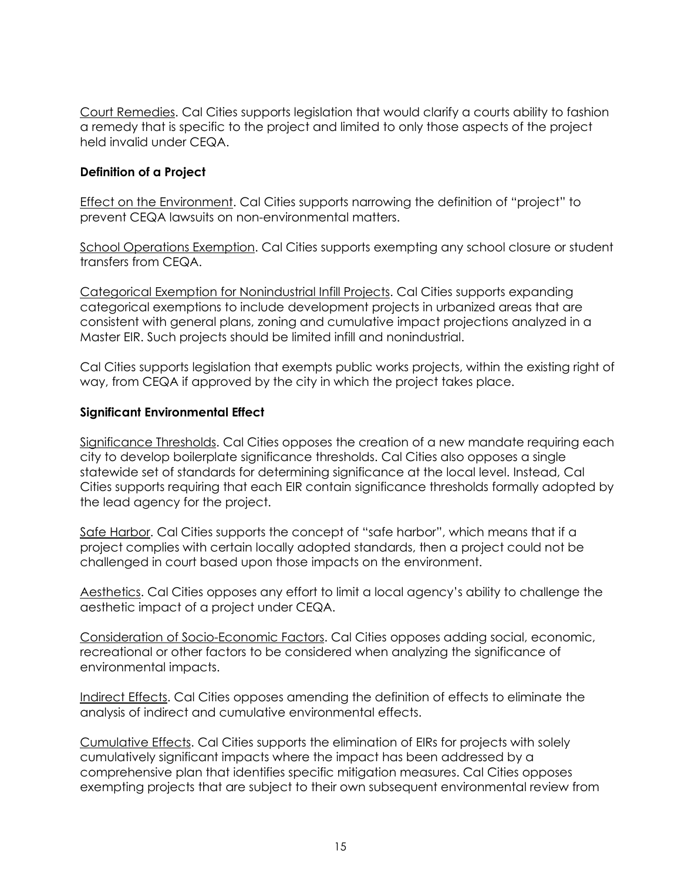Court Remedies. Cal Cities supports legislation that would clarify a courts ability to fashion a remedy that is specific to the project and limited to only those aspects of the project held invalid under CEQA.

**Definition of a Project**

Effect on the Environment. Cal Cities supports narrowing the definition of "project" to prevent CEQA lawsuits on non-environmental matters.

School Operations Exemption. Cal Cities supports exempting any school closure or student transfers from CEQA.

Categorical Exemption for Nonindustrial Infill Projects. Cal Cities supports expanding categorical exemptions to include development projects in urbanized areas that are consistent with general plans, zoning and cumulative impact projections analyzed in a Master EIR. Such projects should be limited infill and nonindustrial.

Cal Cities supports legislation that exempts public works projects, within the existing right of way, from CEQA if approved by the city in which the project takes place.

**Significant Environmental Effect**

Significance Thresholds. Cal Cities opposes the creation of a new mandate requiring each city to develop boilerplate significance thresholds. Cal Cities also opposes a single statewide set of standards for determining significance at the local level. Instead, Cal Cities supports requiring that each EIR contain significance thresholds formally adopted by the lead agency for the project.

Safe Harbor. Cal Cities supports the concept of "safe harbor", which means that if a project complies with certain locally adopted standards, then a project could not be challenged in court based upon those impacts on the environment.

Aesthetics. Cal Cities opposes any effort to limit a local agency's ability to challenge the aesthetic impact of a project under CEQA.

Consideration of Socio-Economic Factors. Cal Cities opposes adding social, economic, recreational or other factors to be considered when analyzing the significance of environmental impacts.

Indirect Effects. Cal Cities opposes amending the definition of effects to eliminate the analysis of indirect and cumulative environmental effects.

Cumulative Effects. Cal Cities supports the elimination of EIRs for projects with solely cumulatively significant impacts where the impact has been addressed by a comprehensive plan that identifies specific mitigation measures. Cal Cities opposes exempting projects that are subject to their own subsequent environmental review from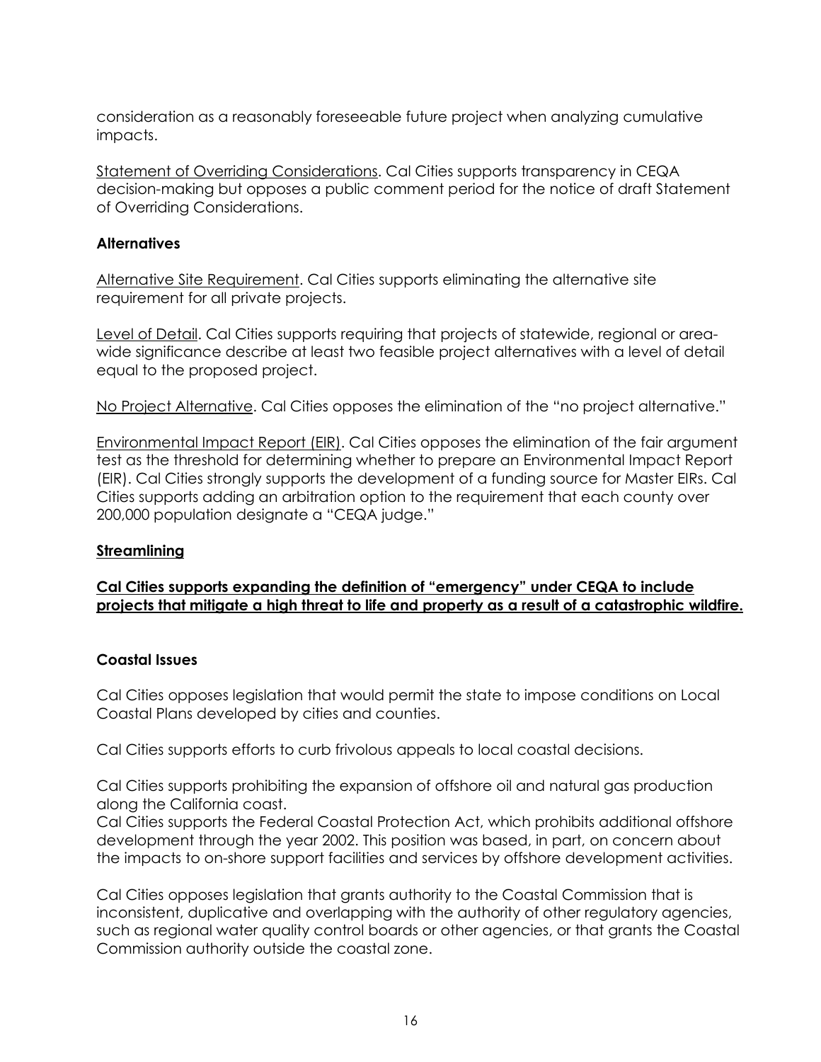consideration as a reasonably foreseeable future project when analyzing cumulative impacts.

Statement of Overriding Considerations. Cal Cities supports transparency in CEQA decision-making but opposes a public comment period for the notice of draft Statement of Overriding Considerations.

### Alternatives

Alternative Site Requirement. Cal Cities supports eliminating the alternative site requirement for all private projects.

Level of Detail. Cal Cities supports requiring that projects of statewide, regional or area-wide significance describe at least two feasible project alternatives with a level of detail equal to the proposed project.

No Project Alternative. Cal Cities opposes the elimination of the "no project alternative."

Environmental Impact Report (EIR). Cal Cities opposes the elimination of the fair argument test as the threshold for determining whether to prepare an Environmental Impact Report (EIR). Cal Cities strongly supports the development of a funding source for Master EIRs. Cal Cities supports adding an arbitration option to the requirement that each county over 200,000 population designate a "CEQA judge."

### Streamlining

**Cal Cities supports expanding the definition of "emergency" under CEQA to include projects that mitigate a high threat to life and property as a result of a catastrophic wildfire.**

### Coastal Issues

Cal Cities opposes legislation that would permit the state to impose conditions on Local Coastal Plans developed by cities and counties.

Cal Cities supports efforts to curb frivolous appeals to local coastal decisions.

Cal Cities supports prohibiting the expansion of offshore oil and natural gas production along the California coast.
Cal Cities supports the Federal Coastal Protection Act, which prohibits additional offshore development through the year 2002. This position was based, in part, on concern about the impacts to on-shore support facilities and services by offshore development activities.

Cal Cities opposes legislation that grants authority to the Coastal Commission that is inconsistent, duplicative and overlapping with the authority of other regulatory agencies, such as regional water quality control boards or other agencies, or that grants the Coastal Commission authority outside the coastal zone.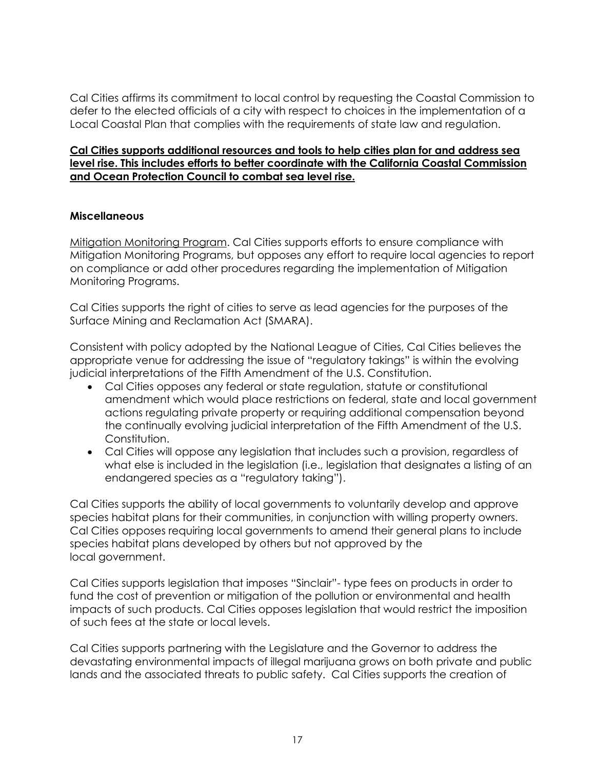Cal Cities affirms its commitment to local control by requesting the Coastal Commission to defer to the elected officials of a city with respect to choices in the implementation of a Local Coastal Plan that complies with the requirements of state law and regulation.

<u>**Cal Cities supports additional resources and tools to help cities plan for and address sea level rise. This includes efforts to better coordinate with the California Coastal Commission and Ocean Protection Council to combat sea level rise.**</u>

**Miscellaneous**

<u>Mitigation Monitoring Program</u>. Cal Cities supports efforts to ensure compliance with Mitigation Monitoring Programs, but opposes any effort to require local agencies to report on compliance or add other procedures regarding the implementation of Mitigation Monitoring Programs.

Cal Cities supports the right of cities to serve as lead agencies for the purposes of the Surface Mining and Reclamation Act (SMARA).

Consistent with policy adopted by the National League of Cities, Cal Cities believes the appropriate venue for addressing the issue of "regulatory takings" is within the evolving judicial interpretations of the Fifth Amendment of the U.S. Constitution.

- Cal Cities opposes any federal or state regulation, statute or constitutional amendment which would place restrictions on federal, state and local government actions regulating private property or requiring additional compensation beyond the continually evolving judicial interpretation of the Fifth Amendment of the U.S. Constitution.
- Cal Cities will oppose any legislation that includes such a provision, regardless of what else is included in the legislation (i.e., legislation that designates a listing of an endangered species as a "regulatory taking").

Cal Cities supports the ability of local governments to voluntarily develop and approve species habitat plans for their communities, in conjunction with willing property owners. Cal Cities opposes requiring local governments to amend their general plans to include species habitat plans developed by others but not approved by the local government.

Cal Cities supports legislation that imposes "Sinclair"- type fees on products in order to fund the cost of prevention or mitigation of the pollution or environmental and health impacts of such products. Cal Cities opposes legislation that would restrict the imposition of such fees at the state or local levels.

Cal Cities supports partnering with the Legislature and the Governor to address the devastating environmental impacts of illegal marijuana grows on both private and public lands and the associated threats to public safety. Cal Cities supports the creation of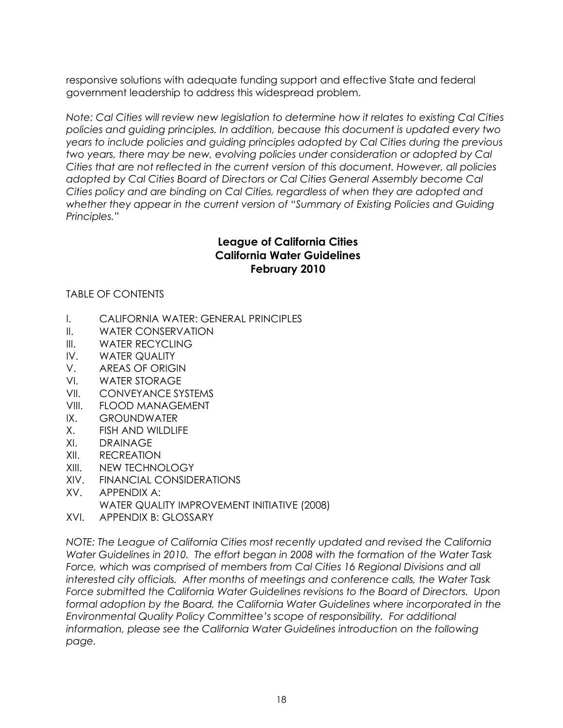responsive solutions with adequate funding support and effective State and federal government leadership to address this widespread problem.

*Note: Cal Cities will review new legislation to determine how it relates to existing Cal Cities policies and guiding principles. In addition, because this document is updated every two years to include policies and guiding principles adopted by Cal Cities during the previous two years, there may be new, evolving policies under consideration or adopted by Cal Cities that are not reflected in the current version of this document. However, all policies adopted by Cal Cities Board of Directors or Cal Cities General Assembly become Cal Cities policy and are binding on Cal Cities, regardless of when they are adopted and whether they appear in the current version of "Summary of Existing Policies and Guiding Principles."*

## League of California Cities
## California Water Guidelines
## February 2010

TABLE OF CONTENTS

- I. CALIFORNIA WATER: GENERAL PRINCIPLES
- II. WATER CONSERVATION
- III. WATER RECYCLING
- IV. WATER QUALITY
- V. AREAS OF ORIGIN
- VI. WATER STORAGE
- VII. CONVEYANCE SYSTEMS
- VIII. FLOOD MANAGEMENT
- IX. GROUNDWATER
- X. FISH AND WILDLIFE
- XI. DRAINAGE
- XII. RECREATION
- XIII. NEW TECHNOLOGY
- XIV. FINANCIAL CONSIDERATIONS
- XV. APPENDIX A:
  WATER QUALITY IMPROVEMENT INITIATIVE (2008)
- XVI. APPENDIX B: GLOSSARY

*NOTE: The League of California Cities most recently updated and revised the California Water Guidelines in 2010. The effort began in 2008 with the formation of the Water Task Force, which was comprised of members from Cal Cities 16 Regional Divisions and all interested city officials. After months of meetings and conference calls, the Water Task Force submitted the California Water Guidelines revisions to the Board of Directors. Upon formal adoption by the Board, the California Water Guidelines where incorporated in the Environmental Quality Policy Committee's scope of responsibility. For additional information, please see the California Water Guidelines introduction on the following page.*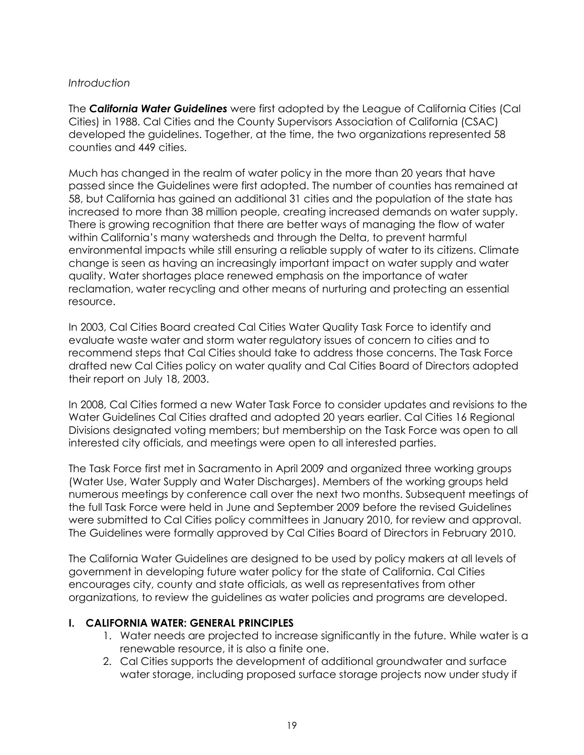*Introduction*

The ***California Water Guidelines*** were first adopted by the League of California Cities (Cal Cities) in 1988. Cal Cities and the County Supervisors Association of California (CSAC) developed the guidelines. Together, at the time, the two organizations represented 58 counties and 449 cities.

Much has changed in the realm of water policy in the more than 20 years that have passed since the Guidelines were first adopted. The number of counties has remained at 58, but California has gained an additional 31 cities and the population of the state has increased to more than 38 million people, creating increased demands on water supply. There is growing recognition that there are better ways of managing the flow of water within California's many watersheds and through the Delta, to prevent harmful environmental impacts while still ensuring a reliable supply of water to its citizens. Climate change is seen as having an increasingly important impact on water supply and water quality. Water shortages place renewed emphasis on the importance of water reclamation, water recycling and other means of nurturing and protecting an essential resource.

In 2003, Cal Cities Board created Cal Cities Water Quality Task Force to identify and evaluate waste water and storm water regulatory issues of concern to cities and to recommend steps that Cal Cities should take to address those concerns. The Task Force drafted new Cal Cities policy on water quality and Cal Cities Board of Directors adopted their report on July 18, 2003.

In 2008, Cal Cities formed a new Water Task Force to consider updates and revisions to the Water Guidelines Cal Cities drafted and adopted 20 years earlier. Cal Cities 16 Regional Divisions designated voting members; but membership on the Task Force was open to all interested city officials, and meetings were open to all interested parties.

The Task Force first met in Sacramento in April 2009 and organized three working groups (Water Use, Water Supply and Water Discharges). Members of the working groups held numerous meetings by conference call over the next two months. Subsequent meetings of the full Task Force were held in June and September 2009 before the revised Guidelines were submitted to Cal Cities policy committees in January 2010, for review and approval. The Guidelines were formally approved by Cal Cities Board of Directors in February 2010.

The California Water Guidelines are designed to be used by policy makers at all levels of government in developing future water policy for the state of California. Cal Cities encourages city, county and state officials, as well as representatives from other organizations, to review the guidelines as water policies and programs are developed.

## I. CALIFORNIA WATER: GENERAL PRINCIPLES

1. Water needs are projected to increase significantly in the future. While water is a renewable resource, it is also a finite one.
2. Cal Cities supports the development of additional groundwater and surface water storage, including proposed surface storage projects now under study if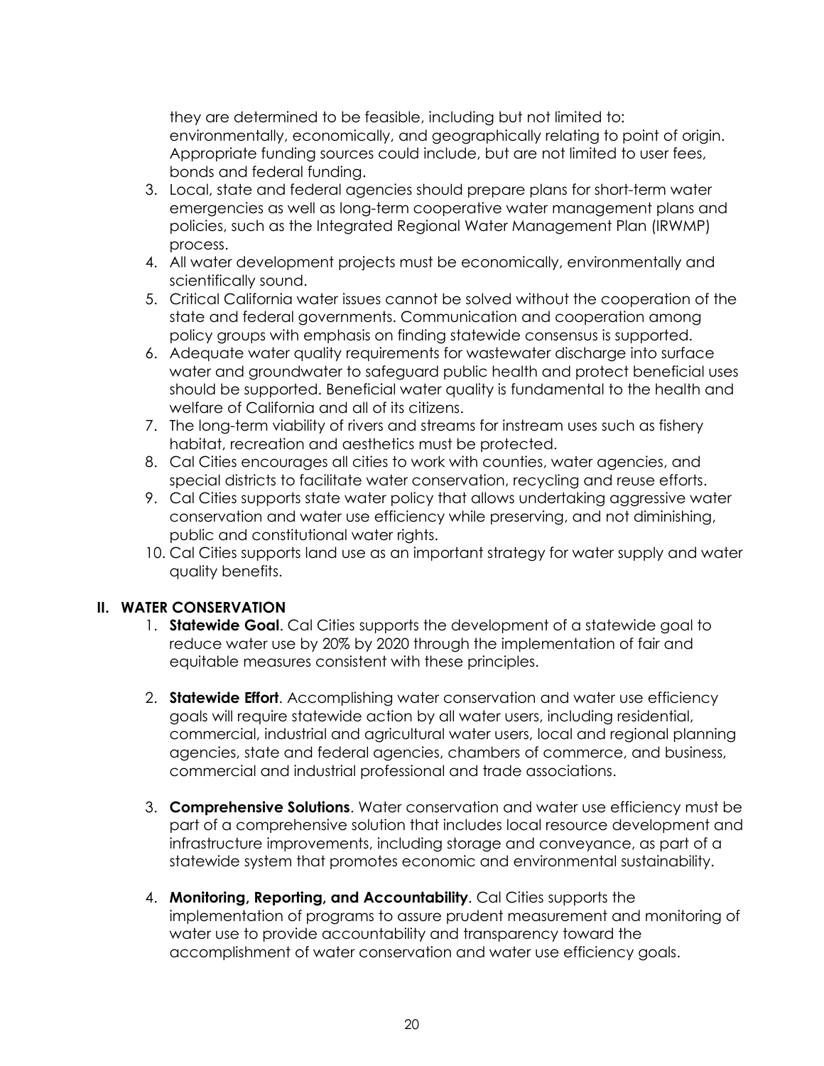they are determined to be feasible, including but not limited to: environmentally, economically, and geographically relating to point of origin. Appropriate funding sources could include, but are not limited to user fees, bonds and federal funding.

3. Local, state and federal agencies should prepare plans for short-term water emergencies as well as long-term cooperative water management plans and policies, such as the Integrated Regional Water Management Plan (IRWMP) process.
4. All water development projects must be economically, environmentally and scientifically sound.
5. Critical California water issues cannot be solved without the cooperation of the state and federal governments. Communication and cooperation among policy groups with emphasis on finding statewide consensus is supported.
6. Adequate water quality requirements for wastewater discharge into surface water and groundwater to safeguard public health and protect beneficial uses should be supported. Beneficial water quality is fundamental to the health and welfare of California and all of its citizens.
7. The long-term viability of rivers and streams for instream uses such as fishery habitat, recreation and aesthetics must be protected.
8. Cal Cities encourages all cities to work with counties, water agencies, and special districts to facilitate water conservation, recycling and reuse efforts.
9. Cal Cities supports state water policy that allows undertaking aggressive water conservation and water use efficiency while preserving, and not diminishing, public and constitutional water rights.
10. Cal Cities supports land use as an important strategy for water supply and water quality benefits.

## II. WATER CONSERVATION

1. **Statewide Goal**. Cal Cities supports the development of a statewide goal to reduce water use by 20% by 2020 through the implementation of fair and equitable measures consistent with these principles.

2. **Statewide Effort**. Accomplishing water conservation and water use efficiency goals will require statewide action by all water users, including residential, commercial, industrial and agricultural water users, local and regional planning agencies, state and federal agencies, chambers of commerce, and business, commercial and industrial professional and trade associations.

3. **Comprehensive Solutions**. Water conservation and water use efficiency must be part of a comprehensive solution that includes local resource development and infrastructure improvements, including storage and conveyance, as part of a statewide system that promotes economic and environmental sustainability.

4. **Monitoring, Reporting, and Accountability**. Cal Cities supports the implementation of programs to assure prudent measurement and monitoring of water use to provide accountability and transparency toward the accomplishment of water conservation and water use efficiency goals.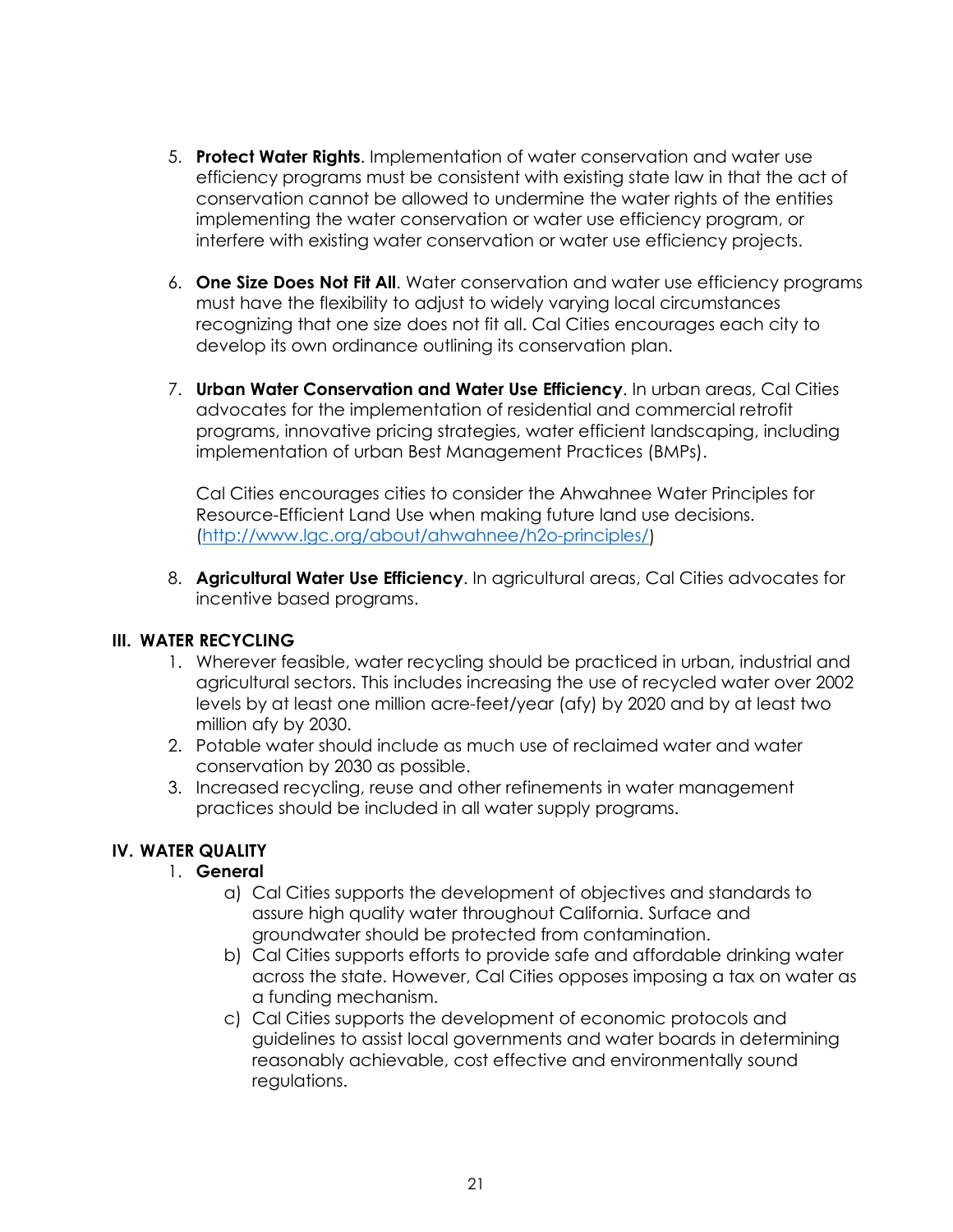5. **Protect Water Rights**. Implementation of water conservation and water use efficiency programs must be consistent with existing state law in that the act of conservation cannot be allowed to undermine the water rights of the entities implementing the water conservation or water use efficiency program, or interfere with existing water conservation or water use efficiency projects.

6. **One Size Does Not Fit All**. Water conservation and water use efficiency programs must have the flexibility to adjust to widely varying local circumstances recognizing that one size does not fit all. Cal Cities encourages each city to develop its own ordinance outlining its conservation plan.

7. **Urban Water Conservation and Water Use Efficiency**. In urban areas, Cal Cities advocates for the implementation of residential and commercial retrofit programs, innovative pricing strategies, water efficient landscaping, including implementation of urban Best Management Practices (BMPs).

   Cal Cities encourages cities to consider the Ahwahnee Water Principles for Resource-Efficient Land Use when making future land use decisions. (http://www.lgc.org/about/ahwahnee/h2o-principles/)

8. **Agricultural Water Use Efficiency**. In agricultural areas, Cal Cities advocates for incentive based programs.

## III. WATER RECYCLING

1. Wherever feasible, water recycling should be practiced in urban, industrial and agricultural sectors. This includes increasing the use of recycled water over 2002 levels by at least one million acre-feet/year (afy) by 2020 and by at least two million afy by 2030.
2. Potable water should include as much use of reclaimed water and water conservation by 2030 as possible.
3. Increased recycling, reuse and other refinements in water management practices should be included in all water supply programs.

## IV. WATER QUALITY

1. **General**
   a) Cal Cities supports the development of objectives and standards to assure high quality water throughout California. Surface and groundwater should be protected from contamination.
   b) Cal Cities supports efforts to provide safe and affordable drinking water across the state. However, Cal Cities opposes imposing a tax on water as a funding mechanism.
   c) Cal Cities supports the development of economic protocols and guidelines to assist local governments and water boards in determining reasonably achievable, cost effective and environmentally sound regulations.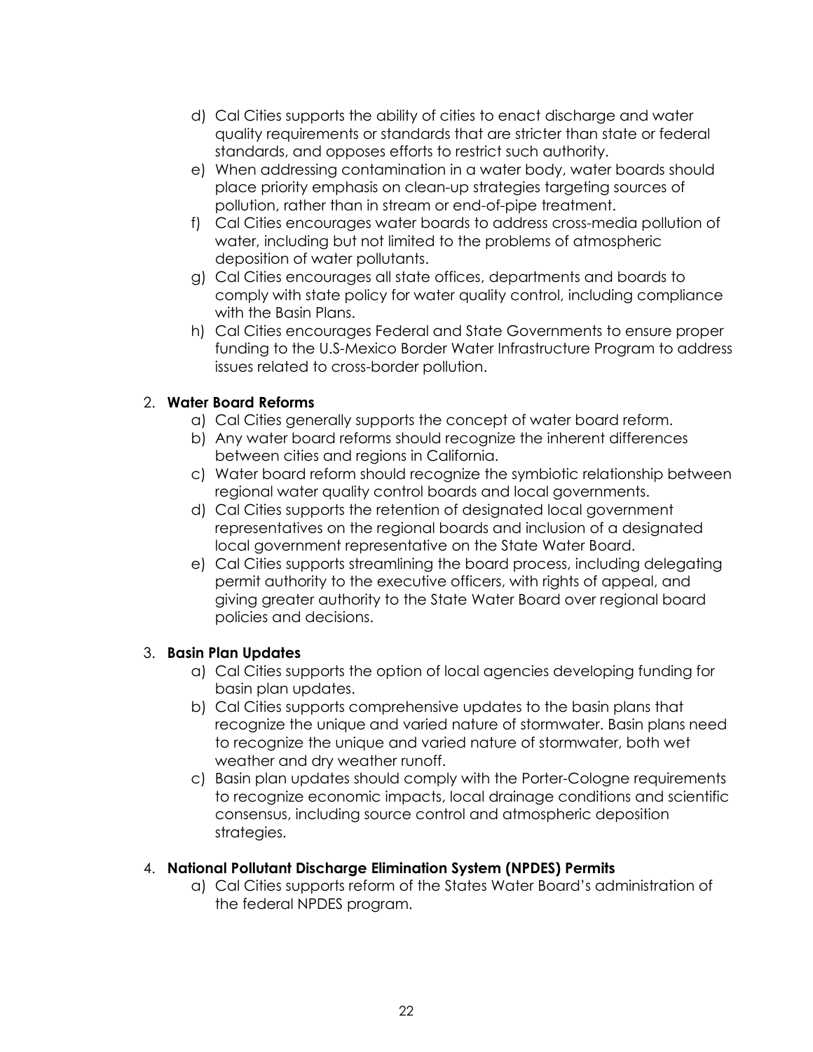d) Cal Cities supports the ability of cities to enact discharge and water quality requirements or standards that are stricter than state or federal standards, and opposes efforts to restrict such authority.
e) When addressing contamination in a water body, water boards should place priority emphasis on clean-up strategies targeting sources of pollution, rather than in stream or end-of-pipe treatment.
f) Cal Cities encourages water boards to address cross-media pollution of water, including but not limited to the problems of atmospheric deposition of water pollutants.
g) Cal Cities encourages all state offices, departments and boards to comply with state policy for water quality control, including compliance with the Basin Plans.
h) Cal Cities encourages Federal and State Governments to ensure proper funding to the U.S-Mexico Border Water Infrastructure Program to address issues related to cross-border pollution.

2. **Water Board Reforms**
   a) Cal Cities generally supports the concept of water board reform.
   b) Any water board reforms should recognize the inherent differences between cities and regions in California.
   c) Water board reform should recognize the symbiotic relationship between regional water quality control boards and local governments.
   d) Cal Cities supports the retention of designated local government representatives on the regional boards and inclusion of a designated local government representative on the State Water Board.
   e) Cal Cities supports streamlining the board process, including delegating permit authority to the executive officers, with rights of appeal, and giving greater authority to the State Water Board over regional board policies and decisions.

3. **Basin Plan Updates**
   a) Cal Cities supports the option of local agencies developing funding for basin plan updates.
   b) Cal Cities supports comprehensive updates to the basin plans that recognize the unique and varied nature of stormwater. Basin plans need to recognize the unique and varied nature of stormwater, both wet weather and dry weather runoff.
   c) Basin plan updates should comply with the Porter-Cologne requirements to recognize economic impacts, local drainage conditions and scientific consensus, including source control and atmospheric deposition strategies.

4. **National Pollutant Discharge Elimination System (NPDES) Permits**
   a) Cal Cities supports reform of the States Water Board's administration of the federal NPDES program.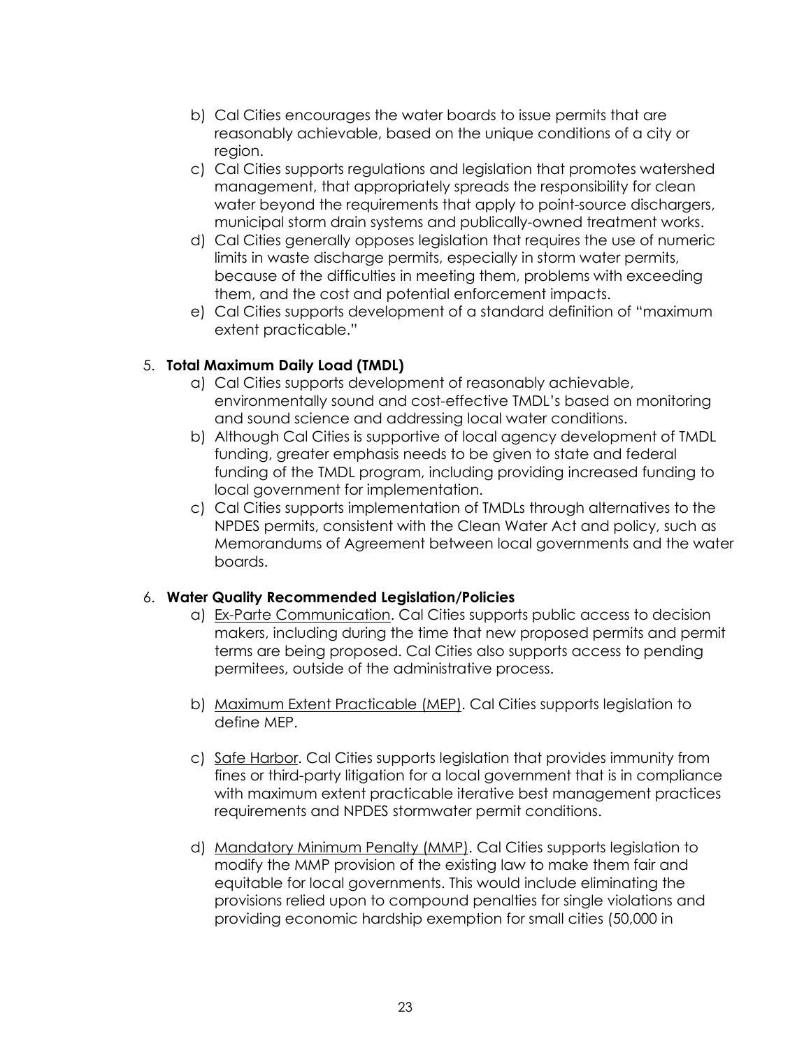b) Cal Cities encourages the water boards to issue permits that are reasonably achievable, based on the unique conditions of a city or region.

c) Cal Cities supports regulations and legislation that promotes watershed management, that appropriately spreads the responsibility for clean water beyond the requirements that apply to point-source dischargers, municipal storm drain systems and publically-owned treatment works.

d) Cal Cities generally opposes legislation that requires the use of numeric limits in waste discharge permits, especially in storm water permits, because of the difficulties in meeting them, problems with exceeding them, and the cost and potential enforcement impacts.

e) Cal Cities supports development of a standard definition of "maximum extent practicable."

5. **Total Maximum Daily Load (TMDL)**

a) Cal Cities supports development of reasonably achievable, environmentally sound and cost-effective TMDL's based on monitoring and sound science and addressing local water conditions.

b) Although Cal Cities is supportive of local agency development of TMDL funding, greater emphasis needs to be given to state and federal funding of the TMDL program, including providing increased funding to local government for implementation.

c) Cal Cities supports implementation of TMDLs through alternatives to the NPDES permits, consistent with the Clean Water Act and policy, such as Memorandums of Agreement between local governments and the water boards.

6. **Water Quality Recommended Legislation/Policies**

a) Ex-Parte Communication. Cal Cities supports public access to decision makers, including during the time that new proposed permits and permit terms are being proposed. Cal Cities also supports access to pending permitees, outside of the administrative process.

b) Maximum Extent Practicable (MEP). Cal Cities supports legislation to define MEP.

c) Safe Harbor. Cal Cities supports legislation that provides immunity from fines or third-party litigation for a local government that is in compliance with maximum extent practicable iterative best management practices requirements and NPDES stormwater permit conditions.

d) Mandatory Minimum Penalty (MMP). Cal Cities supports legislation to modify the MMP provision of the existing law to make them fair and equitable for local governments. This would include eliminating the provisions relied upon to compound penalties for single violations and providing economic hardship exemption for small cities (50,000 in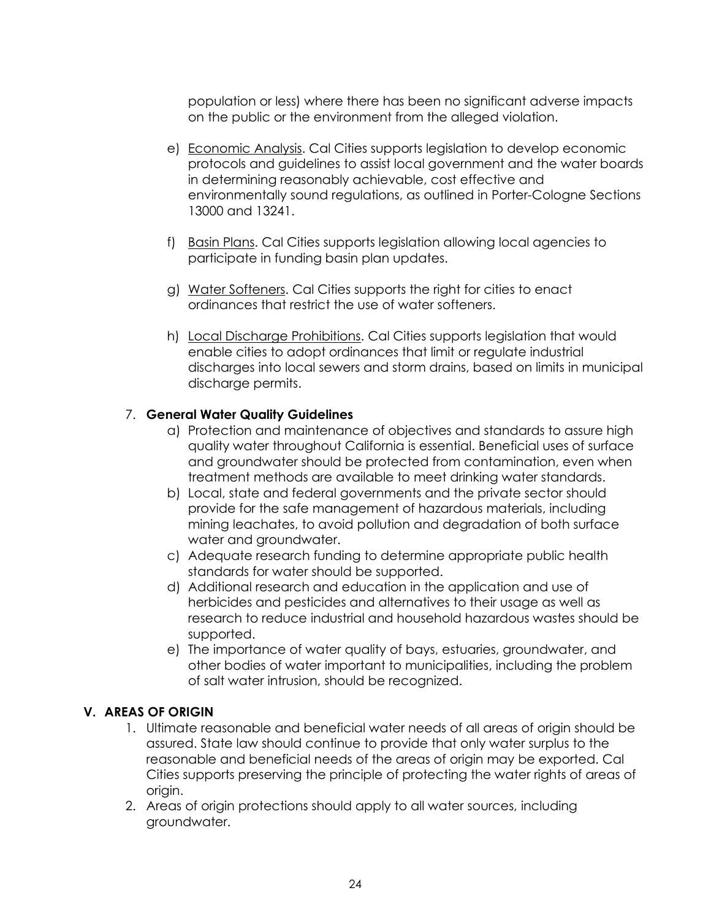population or less) where there has been no significant adverse impacts on the public or the environment from the alleged violation.

e) Economic Analysis. Cal Cities supports legislation to develop economic protocols and guidelines to assist local government and the water boards in determining reasonably achievable, cost effective and environmentally sound regulations, as outlined in Porter-Cologne Sections 13000 and 13241.

f) Basin Plans. Cal Cities supports legislation allowing local agencies to participate in funding basin plan updates.

g) Water Softeners. Cal Cities supports the right for cities to enact ordinances that restrict the use of water softeners.

h) Local Discharge Prohibitions. Cal Cities supports legislation that would enable cities to adopt ordinances that limit or regulate industrial discharges into local sewers and storm drains, based on limits in municipal discharge permits.

7. **General Water Quality Guidelines**
   a) Protection and maintenance of objectives and standards to assure high quality water throughout California is essential. Beneficial uses of surface and groundwater should be protected from contamination, even when treatment methods are available to meet drinking water standards.
   b) Local, state and federal governments and the private sector should provide for the safe management of hazardous materials, including mining leachates, to avoid pollution and degradation of both surface water and groundwater.
   c) Adequate research funding to determine appropriate public health standards for water should be supported.
   d) Additional research and education in the application and use of herbicides and pesticides and alternatives to their usage as well as research to reduce industrial and household hazardous wastes should be supported.
   e) The importance of water quality of bays, estuaries, groundwater, and other bodies of water important to municipalities, including the problem of salt water intrusion, should be recognized.

## V. AREAS OF ORIGIN

1. Ultimate reasonable and beneficial water needs of all areas of origin should be assured. State law should continue to provide that only water surplus to the reasonable and beneficial needs of the areas of origin may be exported. Cal Cities supports preserving the principle of protecting the water rights of areas of origin.
2. Areas of origin protections should apply to all water sources, including groundwater.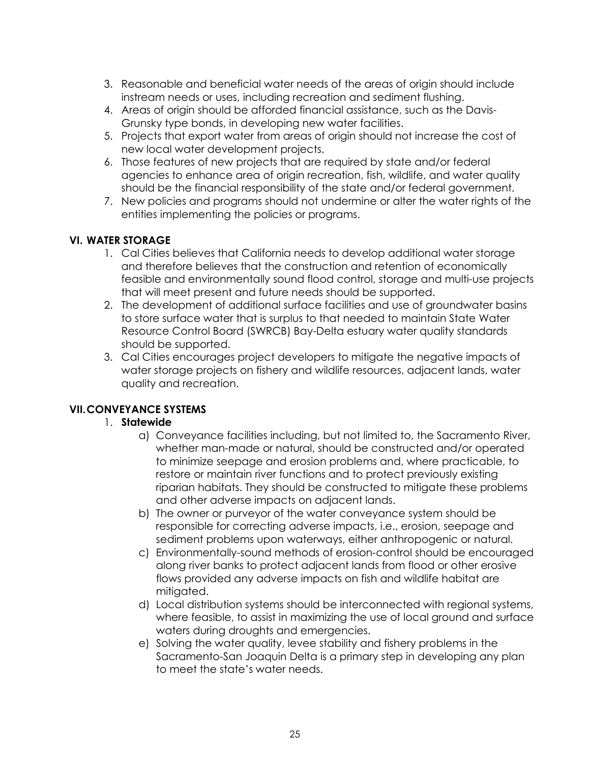3. Reasonable and beneficial water needs of the areas of origin should include instream needs or uses, including recreation and sediment flushing.
4. Areas of origin should be afforded financial assistance, such as the Davis-Grunsky type bonds, in developing new water facilities.
5. Projects that export water from areas of origin should not increase the cost of new local water development projects.
6. Those features of new projects that are required by state and/or federal agencies to enhance area of origin recreation, fish, wildlife, and water quality should be the financial responsibility of the state and/or federal government.
7. New policies and programs should not undermine or alter the water rights of the entities implementing the policies or programs.

## VI. WATER STORAGE

1. Cal Cities believes that California needs to develop additional water storage and therefore believes that the construction and retention of economically feasible and environmentally sound flood control, storage and multi-use projects that will meet present and future needs should be supported.
2. The development of additional surface facilities and use of groundwater basins to store surface water that is surplus to that needed to maintain State Water Resource Control Board (SWRCB) Bay-Delta estuary water quality standards should be supported.
3. Cal Cities encourages project developers to mitigate the negative impacts of water storage projects on fishery and wildlife resources, adjacent lands, water quality and recreation.

## VII. CONVEYANCE SYSTEMS

1. **Statewide**
   a) Conveyance facilities including, but not limited to, the Sacramento River, whether man-made or natural, should be constructed and/or operated to minimize seepage and erosion problems and, where practicable, to restore or maintain river functions and to protect previously existing riparian habitats. They should be constructed to mitigate these problems and other adverse impacts on adjacent lands.
   b) The owner or purveyor of the water conveyance system should be responsible for correcting adverse impacts, i.e., erosion, seepage and sediment problems upon waterways, either anthropogenic or natural.
   c) Environmentally-sound methods of erosion-control should be encouraged along river banks to protect adjacent lands from flood or other erosive flows provided any adverse impacts on fish and wildlife habitat are mitigated.
   d) Local distribution systems should be interconnected with regional systems, where feasible, to assist in maximizing the use of local ground and surface waters during droughts and emergencies.
   e) Solving the water quality, levee stability and fishery problems in the Sacramento-San Joaquin Delta is a primary step in developing any plan to meet the state's water needs.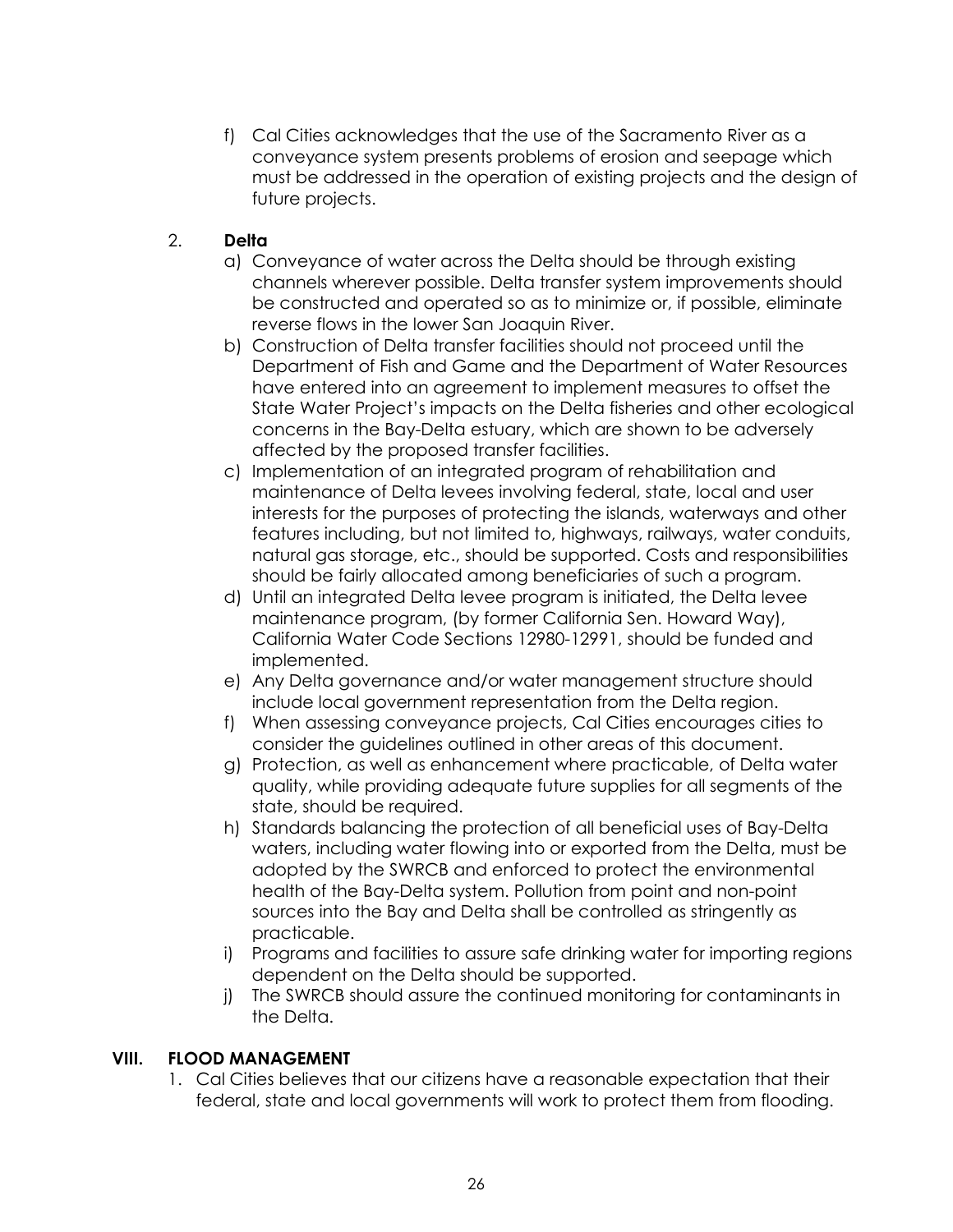f) Cal Cities acknowledges that the use of the Sacramento River as a conveyance system presents problems of erosion and seepage which must be addressed in the operation of existing projects and the design of future projects.

2. **Delta**
   a) Conveyance of water across the Delta should be through existing channels wherever possible. Delta transfer system improvements should be constructed and operated so as to minimize or, if possible, eliminate reverse flows in the lower San Joaquin River.
   b) Construction of Delta transfer facilities should not proceed until the Department of Fish and Game and the Department of Water Resources have entered into an agreement to implement measures to offset the State Water Project's impacts on the Delta fisheries and other ecological concerns in the Bay-Delta estuary, which are shown to be adversely affected by the proposed transfer facilities.
   c) Implementation of an integrated program of rehabilitation and maintenance of Delta levees involving federal, state, local and user interests for the purposes of protecting the islands, waterways and other features including, but not limited to, highways, railways, water conduits, natural gas storage, etc., should be supported. Costs and responsibilities should be fairly allocated among beneficiaries of such a program.
   d) Until an integrated Delta levee program is initiated, the Delta levee maintenance program, (by former California Sen. Howard Way), California Water Code Sections 12980-12991, should be funded and implemented.
   e) Any Delta governance and/or water management structure should include local government representation from the Delta region.
   f) When assessing conveyance projects, Cal Cities encourages cities to consider the guidelines outlined in other areas of this document.
   g) Protection, as well as enhancement where practicable, of Delta water quality, while providing adequate future supplies for all segments of the state, should be required.
   h) Standards balancing the protection of all beneficial uses of Bay-Delta waters, including water flowing into or exported from the Delta, must be adopted by the SWRCB and enforced to protect the environmental health of the Bay-Delta system. Pollution from point and non-point sources into the Bay and Delta shall be controlled as stringently as practicable.
   i) Programs and facilities to assure safe drinking water for importing regions dependent on the Delta should be supported.
   j) The SWRCB should assure the continued monitoring for contaminants in the Delta.

## VIII. FLOOD MANAGEMENT

1. Cal Cities believes that our citizens have a reasonable expectation that their federal, state and local governments will work to protect them from flooding.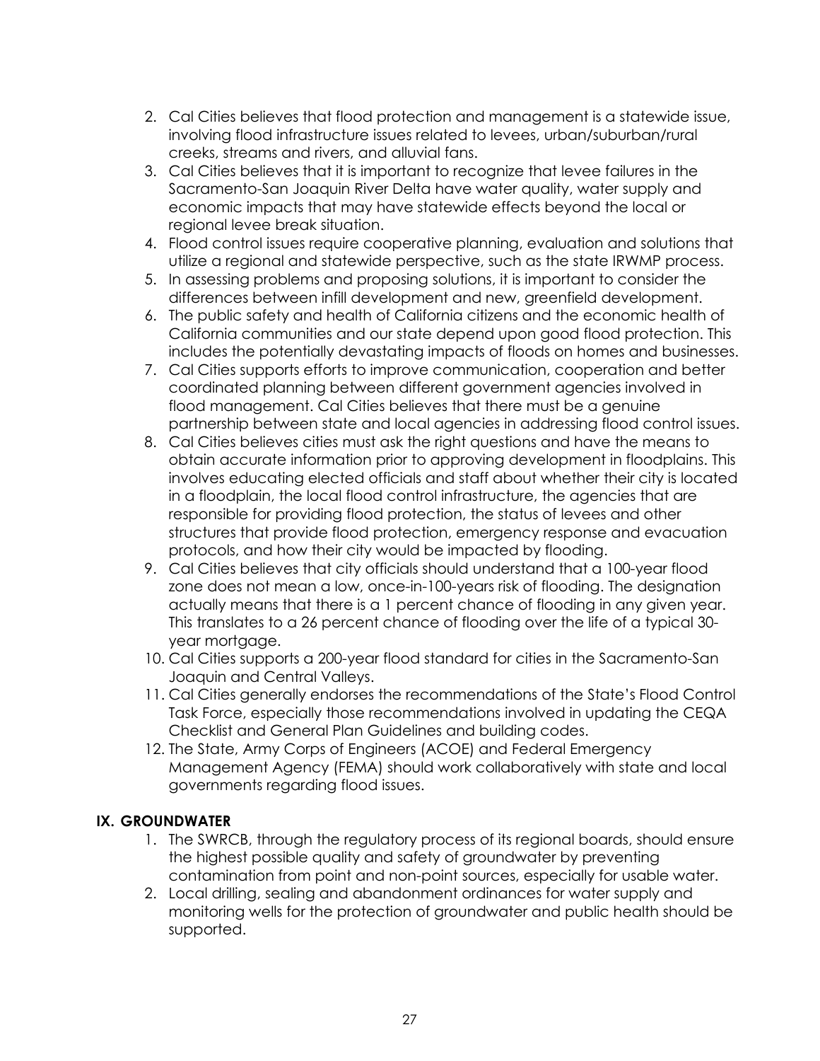2. Cal Cities believes that flood protection and management is a statewide issue, involving flood infrastructure issues related to levees, urban/suburban/rural creeks, streams and rivers, and alluvial fans.
3. Cal Cities believes that it is important to recognize that levee failures in the Sacramento-San Joaquin River Delta have water quality, water supply and economic impacts that may have statewide effects beyond the local or regional levee break situation.
4. Flood control issues require cooperative planning, evaluation and solutions that utilize a regional and statewide perspective, such as the state IRWMP process.
5. In assessing problems and proposing solutions, it is important to consider the differences between infill development and new, greenfield development.
6. The public safety and health of California citizens and the economic health of California communities and our state depend upon good flood protection. This includes the potentially devastating impacts of floods on homes and businesses.
7. Cal Cities supports efforts to improve communication, cooperation and better coordinated planning between different government agencies involved in flood management. Cal Cities believes that there must be a genuine partnership between state and local agencies in addressing flood control issues.
8. Cal Cities believes cities must ask the right questions and have the means to obtain accurate information prior to approving development in floodplains. This involves educating elected officials and staff about whether their city is located in a floodplain, the local flood control infrastructure, the agencies that are responsible for providing flood protection, the status of levees and other structures that provide flood protection, emergency response and evacuation protocols, and how their city would be impacted by flooding.
9. Cal Cities believes that city officials should understand that a 100-year flood zone does not mean a low, once-in-100-years risk of flooding. The designation actually means that there is a 1 percent chance of flooding in any given year. This translates to a 26 percent chance of flooding over the life of a typical 30-year mortgage.
10. Cal Cities supports a 200-year flood standard for cities in the Sacramento-San Joaquin and Central Valleys.
11. Cal Cities generally endorses the recommendations of the State's Flood Control Task Force, especially those recommendations involved in updating the CEQA Checklist and General Plan Guidelines and building codes.
12. The State, Army Corps of Engineers (ACOE) and Federal Emergency Management Agency (FEMA) should work collaboratively with state and local governments regarding flood issues.

## IX. GROUNDWATER

1. The SWRCB, through the regulatory process of its regional boards, should ensure the highest possible quality and safety of groundwater by preventing contamination from point and non-point sources, especially for usable water.
2. Local drilling, sealing and abandonment ordinances for water supply and monitoring wells for the protection of groundwater and public health should be supported.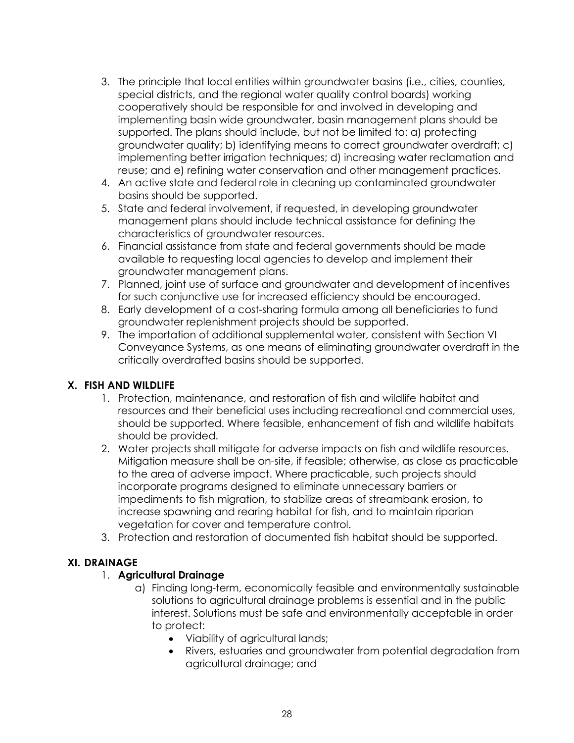3. The principle that local entities within groundwater basins (i.e., cities, counties, special districts, and the regional water quality control boards) working cooperatively should be responsible for and involved in developing and implementing basin wide groundwater, basin management plans should be supported. The plans should include, but not be limited to: a) protecting groundwater quality; b) identifying means to correct groundwater overdraft; c) implementing better irrigation techniques; d) increasing water reclamation and reuse; and e) refining water conservation and other management practices.
4. An active state and federal role in cleaning up contaminated groundwater basins should be supported.
5. State and federal involvement, if requested, in developing groundwater management plans should include technical assistance for defining the characteristics of groundwater resources.
6. Financial assistance from state and federal governments should be made available to requesting local agencies to develop and implement their groundwater management plans.
7. Planned, joint use of surface and groundwater and development of incentives for such conjunctive use for increased efficiency should be encouraged.
8. Early development of a cost-sharing formula among all beneficiaries to fund groundwater replenishment projects should be supported.
9. The importation of additional supplemental water, consistent with Section VI Conveyance Systems, as one means of eliminating groundwater overdraft in the critically overdrafted basins should be supported.

## X. FISH AND WILDLIFE

1. Protection, maintenance, and restoration of fish and wildlife habitat and resources and their beneficial uses including recreational and commercial uses, should be supported. Where feasible, enhancement of fish and wildlife habitats should be provided.
2. Water projects shall mitigate for adverse impacts on fish and wildlife resources. Mitigation measure shall be on-site, if feasible; otherwise, as close as practicable to the area of adverse impact. Where practicable, such projects should incorporate programs designed to eliminate unnecessary barriers or impediments to fish migration, to stabilize areas of streambank erosion, to increase spawning and rearing habitat for fish, and to maintain riparian vegetation for cover and temperature control.
3. Protection and restoration of documented fish habitat should be supported.

## XI. DRAINAGE

1. **Agricultural Drainage**
   a) Finding long-term, economically feasible and environmentally sustainable solutions to agricultural drainage problems is essential and in the public interest. Solutions must be safe and environmentally acceptable in order to protect:
      - Viability of agricultural lands;
      - Rivers, estuaries and groundwater from potential degradation from agricultural drainage; and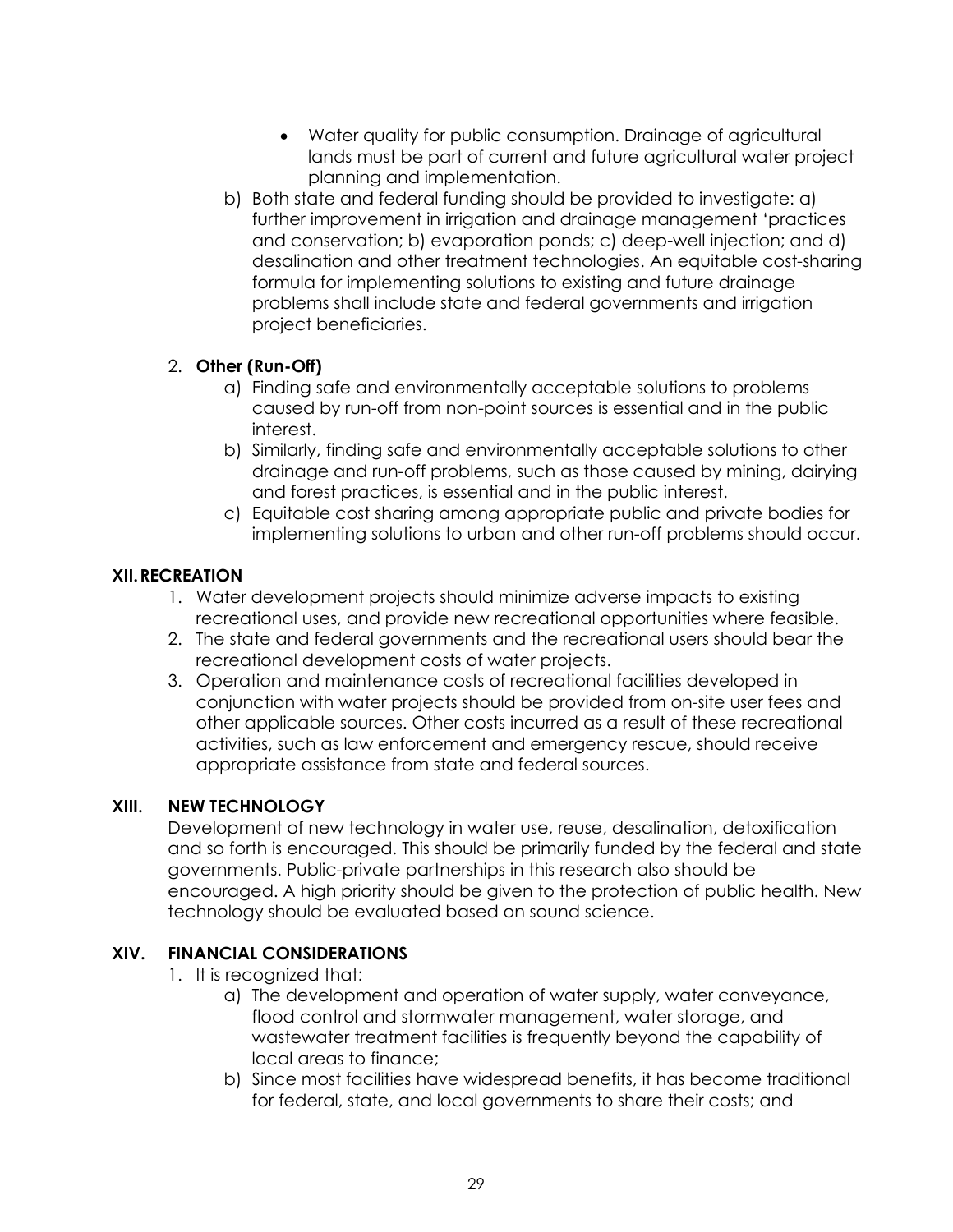- Water quality for public consumption. Drainage of agricultural lands must be part of current and future agricultural water project planning and implementation.

b) Both state and federal funding should be provided to investigate: a) further improvement in irrigation and drainage management 'practices and conservation; b) evaporation ponds; c) deep-well injection; and d) desalination and other treatment technologies. An equitable cost-sharing formula for implementing solutions to existing and future drainage problems shall include state and federal governments and irrigation project beneficiaries.

2. **Other (Run-Off)**
   a) Finding safe and environmentally acceptable solutions to problems caused by run-off from non-point sources is essential and in the public interest.
   b) Similarly, finding safe and environmentally acceptable solutions to other drainage and run-off problems, such as those caused by mining, dairying and forest practices, is essential and in the public interest.
   c) Equitable cost sharing among appropriate public and private bodies for implementing solutions to urban and other run-off problems should occur.

## XII. RECREATION

1. Water development projects should minimize adverse impacts to existing recreational uses, and provide new recreational opportunities where feasible.
2. The state and federal governments and the recreational users should bear the recreational development costs of water projects.
3. Operation and maintenance costs of recreational facilities developed in conjunction with water projects should be provided from on-site user fees and other applicable sources. Other costs incurred as a result of these recreational activities, such as law enforcement and emergency rescue, should receive appropriate assistance from state and federal sources.

## XIII. NEW TECHNOLOGY

Development of new technology in water use, reuse, desalination, detoxification and so forth is encouraged. This should be primarily funded by the federal and state governments. Public-private partnerships in this research also should be encouraged. A high priority should be given to the protection of public health. New technology should be evaluated based on sound science.

## XIV. FINANCIAL CONSIDERATIONS

1. It is recognized that:
   a) The development and operation of water supply, water conveyance, flood control and stormwater management, water storage, and wastewater treatment facilities is frequently beyond the capability of local areas to finance;
   b) Since most facilities have widespread benefits, it has become traditional for federal, state, and local governments to share their costs; and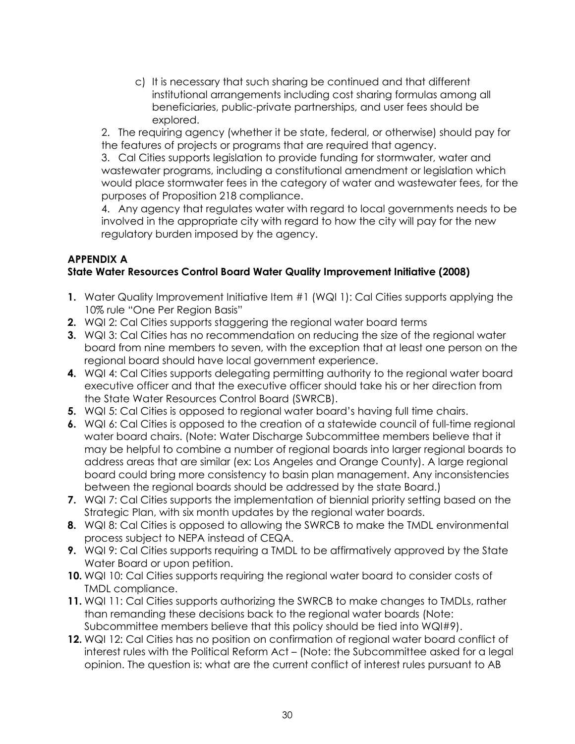c) It is necessary that such sharing be continued and that different institutional arrangements including cost sharing formulas among all beneficiaries, public-private partnerships, and user fees should be explored.

2. The requiring agency (whether it be state, federal, or otherwise) should pay for the features of projects or programs that are required that agency.

3. Cal Cities supports legislation to provide funding for stormwater, water and wastewater programs, including a constitutional amendment or legislation which would place stormwater fees in the category of water and wastewater fees, for the purposes of Proposition 218 compliance.

4. Any agency that regulates water with regard to local governments needs to be involved in the appropriate city with regard to how the city will pay for the new regulatory burden imposed by the agency.

**APPENDIX A**
**State Water Resources Control Board Water Quality Improvement Initiative (2008)**

1. Water Quality Improvement Initiative Item #1 (WQI 1): Cal Cities supports applying the 10% rule "One Per Region Basis"
2. WQI 2: Cal Cities supports staggering the regional water board terms
3. WQI 3: Cal Cities has no recommendation on reducing the size of the regional water board from nine members to seven, with the exception that at least one person on the regional board should have local government experience.
4. WQI 4: Cal Cities supports delegating permitting authority to the regional water board executive officer and that the executive officer should take his or her direction from the State Water Resources Control Board (SWRCB).
5. WQI 5: Cal Cities is opposed to regional water board's having full time chairs.
6. WQI 6: Cal Cities is opposed to the creation of a statewide council of full-time regional water board chairs. (Note: Water Discharge Subcommittee members believe that it may be helpful to combine a number of regional boards into larger regional boards to address areas that are similar (ex: Los Angeles and Orange County). A large regional board could bring more consistency to basin plan management. Any inconsistencies between the regional boards should be addressed by the state Board.)
7. WQI 7: Cal Cities supports the implementation of biennial priority setting based on the Strategic Plan, with six month updates by the regional water boards.
8. WQI 8: Cal Cities is opposed to allowing the SWRCB to make the TMDL environmental process subject to NEPA instead of CEQA.
9. WQI 9: Cal Cities supports requiring a TMDL to be affirmatively approved by the State Water Board or upon petition.
10. WQI 10: Cal Cities supports requiring the regional water board to consider costs of TMDL compliance.
11. WQI 11: Cal Cities supports authorizing the SWRCB to make changes to TMDLs, rather than remanding these decisions back to the regional water boards (Note: Subcommittee members believe that this policy should be tied into WQI#9).
12. WQI 12: Cal Cities has no position on confirmation of regional water board conflict of interest rules with the Political Reform Act – (Note: the Subcommittee asked for a legal opinion. The question is: what are the current conflict of interest rules pursuant to AB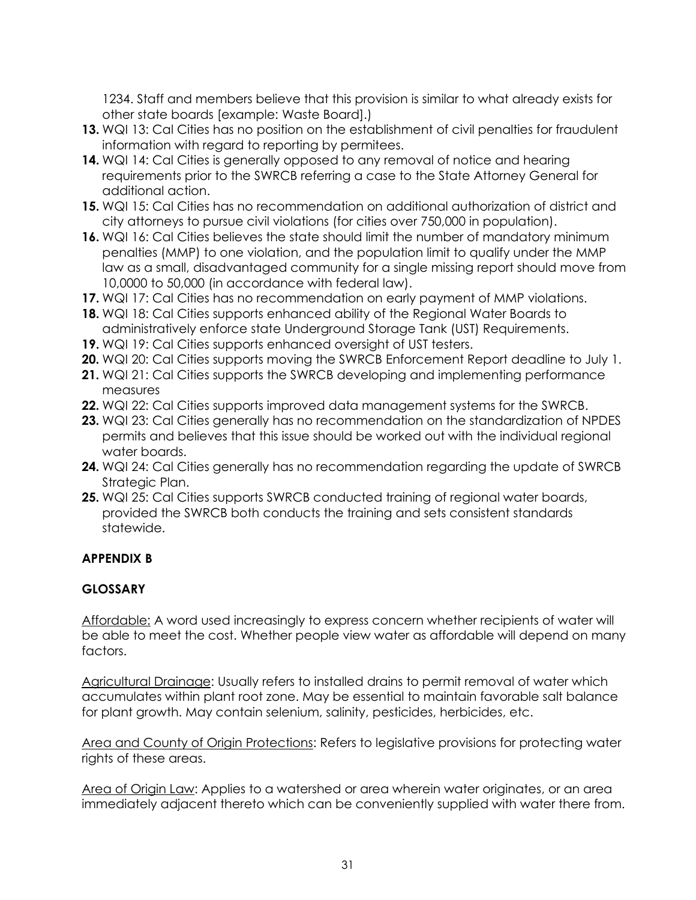1234. Staff and members believe that this provision is similar to what already exists for other state boards [example: Waste Board].)

13. WQI 13: Cal Cities has no position on the establishment of civil penalties for fraudulent information with regard to reporting by permitees.
14. WQI 14: Cal Cities is generally opposed to any removal of notice and hearing requirements prior to the SWRCB referring a case to the State Attorney General for additional action.
15. WQI 15: Cal Cities has no recommendation on additional authorization of district and city attorneys to pursue civil violations (for cities over 750,000 in population).
16. WQI 16: Cal Cities believes the state should limit the number of mandatory minimum penalties (MMP) to one violation, and the population limit to qualify under the MMP law as a small, disadvantaged community for a single missing report should move from 10,0000 to 50,000 (in accordance with federal law).
17. WQI 17: Cal Cities has no recommendation on early payment of MMP violations.
18. WQI 18: Cal Cities supports enhanced ability of the Regional Water Boards to administratively enforce state Underground Storage Tank (UST) Requirements.
19. WQI 19: Cal Cities supports enhanced oversight of UST testers.
20. WQI 20: Cal Cities supports moving the SWRCB Enforcement Report deadline to July 1.
21. WQI 21: Cal Cities supports the SWRCB developing and implementing performance measures
22. WQI 22: Cal Cities supports improved data management systems for the SWRCB.
23. WQI 23: Cal Cities generally has no recommendation on the standardization of NPDES permits and believes that this issue should be worked out with the individual regional water boards.
24. WQI 24: Cal Cities generally has no recommendation regarding the update of SWRCB Strategic Plan.
25. WQI 25: Cal Cities supports SWRCB conducted training of regional water boards, provided the SWRCB both conducts the training and sets consistent standards statewide.

## APPENDIX B

## GLOSSARY

Affordable: A word used increasingly to express concern whether recipients of water will be able to meet the cost. Whether people view water as affordable will depend on many factors.

Agricultural Drainage: Usually refers to installed drains to permit removal of water which accumulates within plant root zone. May be essential to maintain favorable salt balance for plant growth. May contain selenium, salinity, pesticides, herbicides, etc.

Area and County of Origin Protections: Refers to legislative provisions for protecting water rights of these areas.

Area of Origin Law: Applies to a watershed or area wherein water originates, or an area immediately adjacent thereto which can be conveniently supplied with water there from.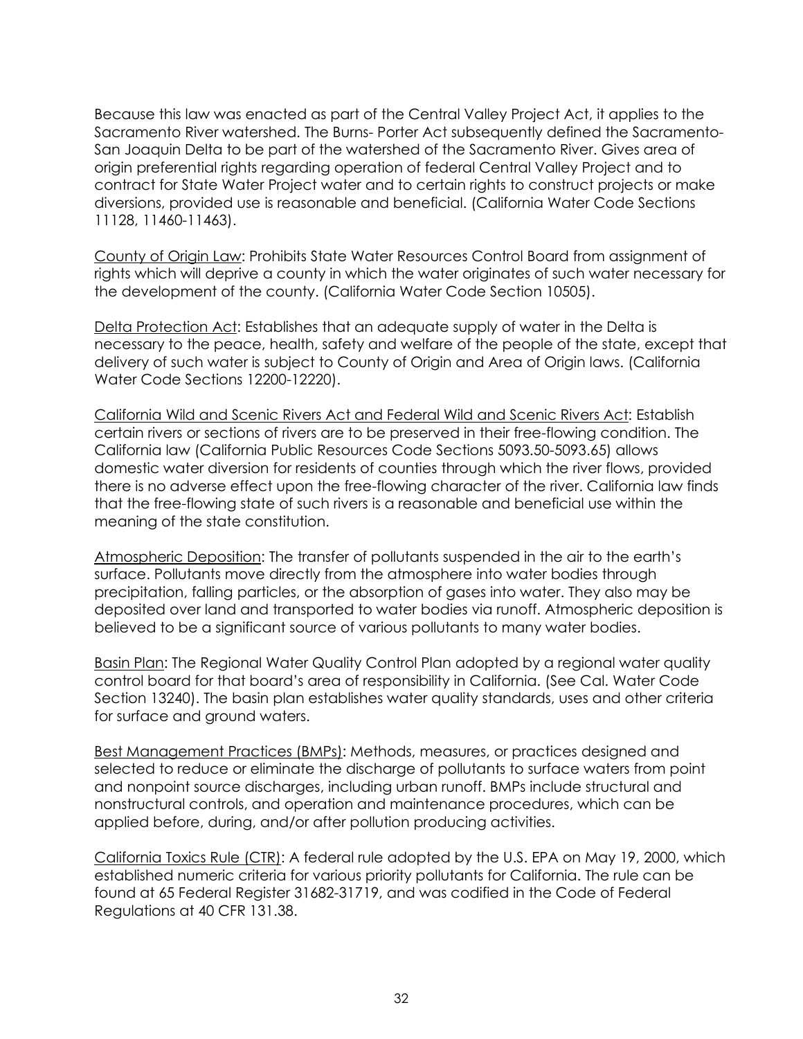Because this law was enacted as part of the Central Valley Project Act, it applies to the Sacramento River watershed. The Burns- Porter Act subsequently defined the Sacramento-San Joaquin Delta to be part of the watershed of the Sacramento River. Gives area of origin preferential rights regarding operation of federal Central Valley Project and to contract for State Water Project water and to certain rights to construct projects or make diversions, provided use is reasonable and beneficial. (California Water Code Sections 11128, 11460-11463).

County of Origin Law: Prohibits State Water Resources Control Board from assignment of rights which will deprive a county in which the water originates of such water necessary for the development of the county. (California Water Code Section 10505).

Delta Protection Act: Establishes that an adequate supply of water in the Delta is necessary to the peace, health, safety and welfare of the people of the state, except that delivery of such water is subject to County of Origin and Area of Origin laws. (California Water Code Sections 12200-12220).

California Wild and Scenic Rivers Act and Federal Wild and Scenic Rivers Act: Establish certain rivers or sections of rivers are to be preserved in their free-flowing condition. The California law (California Public Resources Code Sections 5093.50-5093.65) allows domestic water diversion for residents of counties through which the river flows, provided there is no adverse effect upon the free-flowing character of the river. California law finds that the free-flowing state of such rivers is a reasonable and beneficial use within the meaning of the state constitution.

Atmospheric Deposition: The transfer of pollutants suspended in the air to the earth's surface. Pollutants move directly from the atmosphere into water bodies through precipitation, falling particles, or the absorption of gases into water. They also may be deposited over land and transported to water bodies via runoff. Atmospheric deposition is believed to be a significant source of various pollutants to many water bodies.

Basin Plan: The Regional Water Quality Control Plan adopted by a regional water quality control board for that board's area of responsibility in California. (See Cal. Water Code Section 13240). The basin plan establishes water quality standards, uses and other criteria for surface and ground waters.

Best Management Practices (BMPs): Methods, measures, or practices designed and selected to reduce or eliminate the discharge of pollutants to surface waters from point and nonpoint source discharges, including urban runoff. BMPs include structural and nonstructural controls, and operation and maintenance procedures, which can be applied before, during, and/or after pollution producing activities.

California Toxics Rule (CTR): A federal rule adopted by the U.S. EPA on May 19, 2000, which established numeric criteria for various priority pollutants for California. The rule can be found at 65 Federal Register 31682-31719, and was codified in the Code of Federal Regulations at 40 CFR 131.38.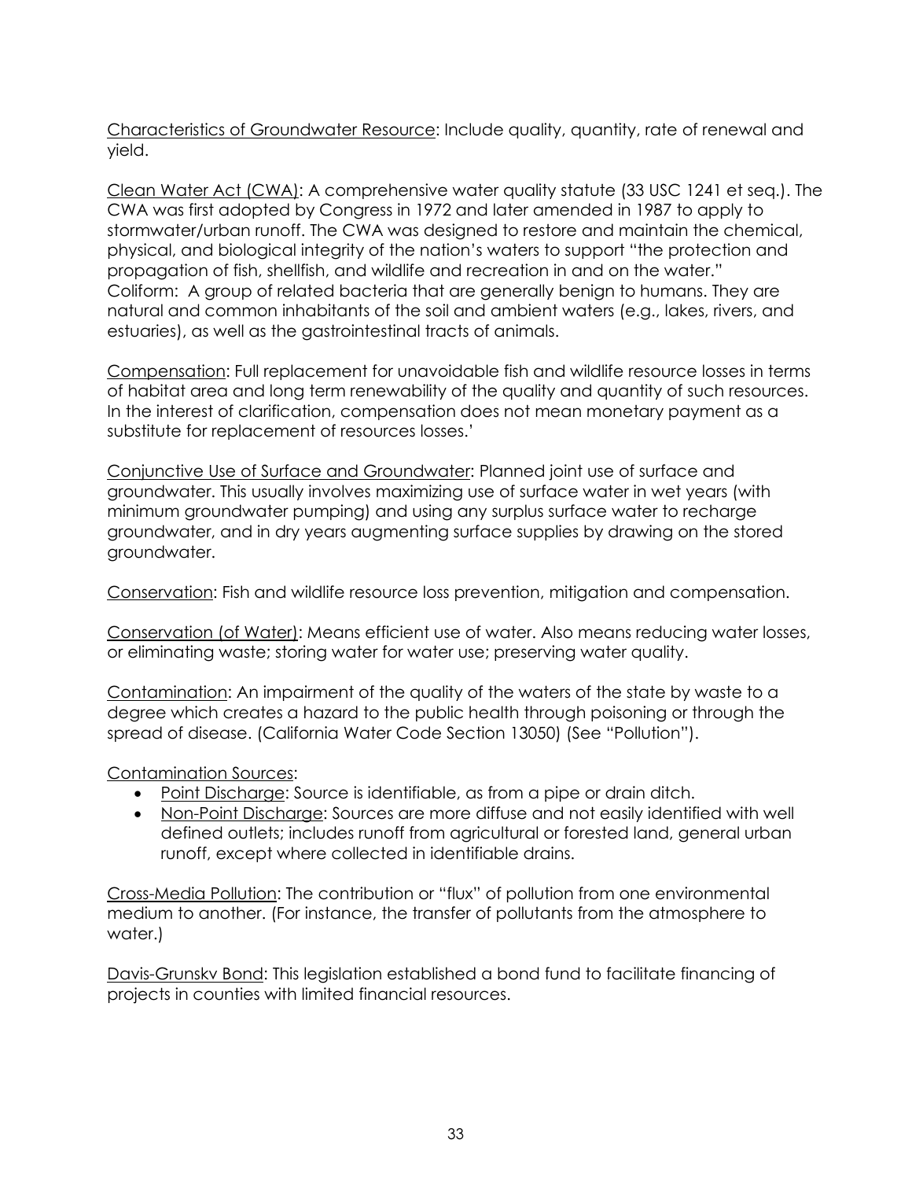Characteristics of Groundwater Resource: Include quality, quantity, rate of renewal and yield.

Clean Water Act (CWA): A comprehensive water quality statute (33 USC 1241 et seq.). The CWA was first adopted by Congress in 1972 and later amended in 1987 to apply to stormwater/urban runoff. The CWA was designed to restore and maintain the chemical, physical, and biological integrity of the nation's waters to support "the protection and propagation of fish, shellfish, and wildlife and recreation in and on the water."
Coliform: A group of related bacteria that are generally benign to humans. They are natural and common inhabitants of the soil and ambient waters (e.g., lakes, rivers, and estuaries), as well as the gastrointestinal tracts of animals.

Compensation: Full replacement for unavoidable fish and wildlife resource losses in terms of habitat area and long term renewability of the quality and quantity of such resources. In the interest of clarification, compensation does not mean monetary payment as a substitute for replacement of resources losses.'

Conjunctive Use of Surface and Groundwater: Planned joint use of surface and groundwater. This usually involves maximizing use of surface water in wet years (with minimum groundwater pumping) and using any surplus surface water to recharge groundwater, and in dry years augmenting surface supplies by drawing on the stored groundwater.

Conservation: Fish and wildlife resource loss prevention, mitigation and compensation.

Conservation (of Water): Means efficient use of water. Also means reducing water losses, or eliminating waste; storing water for water use; preserving water quality.

Contamination: An impairment of the quality of the waters of the state by waste to a degree which creates a hazard to the public health through poisoning or through the spread of disease. (California Water Code Section 13050) (See "Pollution").

Contamination Sources:

- Point Discharge: Source is identifiable, as from a pipe or drain ditch.
- Non-Point Discharge: Sources are more diffuse and not easily identified with well defined outlets; includes runoff from agricultural or forested land, general urban runoff, except where collected in identifiable drains.

Cross-Media Pollution: The contribution or "flux" of pollution from one environmental medium to another. (For instance, the transfer of pollutants from the atmosphere to water.)

Davis-Grunskv Bond: This legislation established a bond fund to facilitate financing of projects in counties with limited financial resources.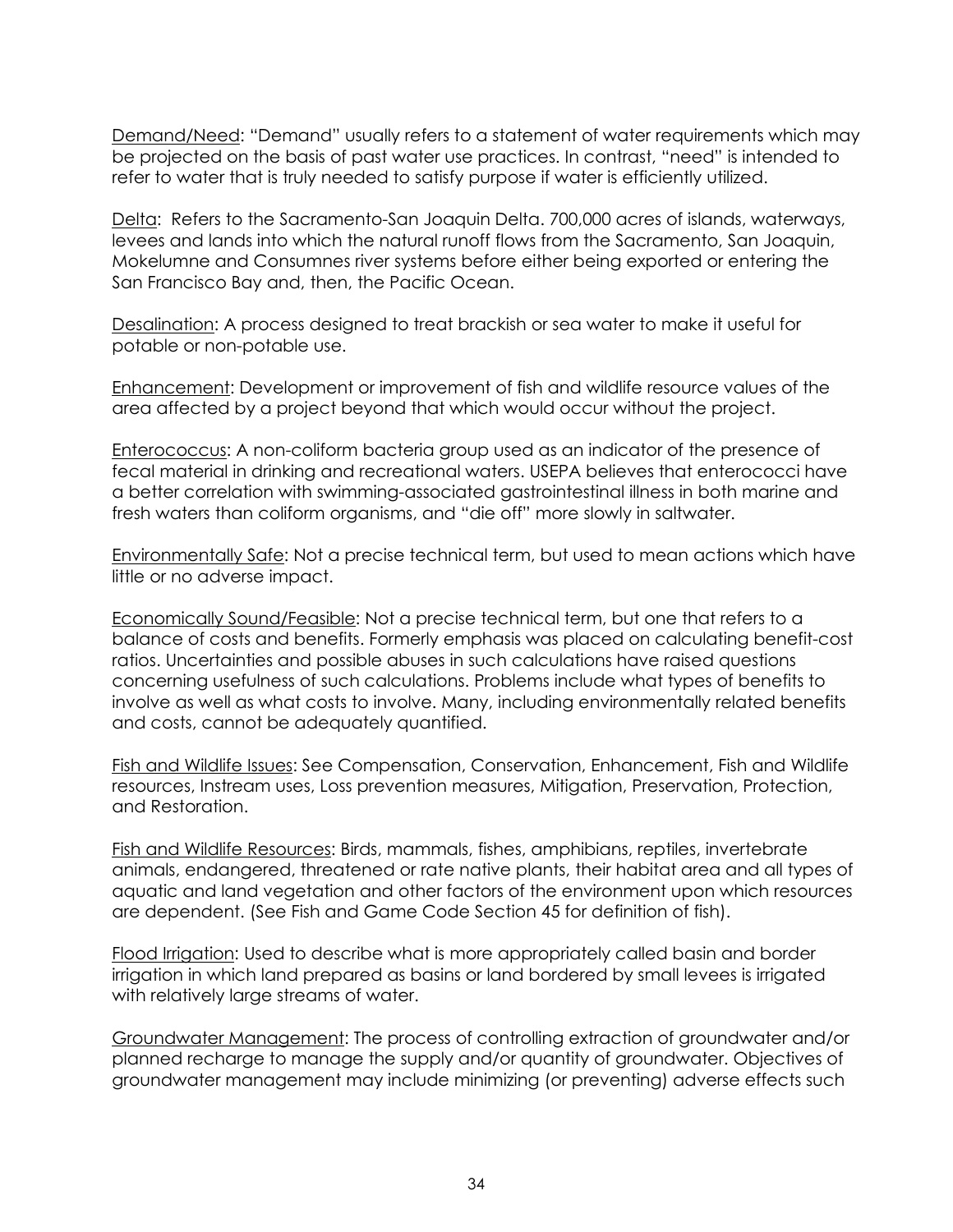Demand/Need: “Demand” usually refers to a statement of water requirements which may be projected on the basis of past water use practices. In contrast, “need” is intended to refer to water that is truly needed to satisfy purpose if water is efficiently utilized.

Delta: Refers to the Sacramento-San Joaquin Delta. 700,000 acres of islands, waterways, levees and lands into which the natural runoff flows from the Sacramento, San Joaquin, Mokelumne and Consumnes river systems before either being exported or entering the San Francisco Bay and, then, the Pacific Ocean.

Desalination: A process designed to treat brackish or sea water to make it useful for potable or non-potable use.

Enhancement: Development or improvement of fish and wildlife resource values of the area affected by a project beyond that which would occur without the project.

Enterococcus: A non-coliform bacteria group used as an indicator of the presence of fecal material in drinking and recreational waters. USEPA believes that enterococci have a better correlation with swimming-associated gastrointestinal illness in both marine and fresh waters than coliform organisms, and “die off” more slowly in saltwater.

Environmentally Safe: Not a precise technical term, but used to mean actions which have little or no adverse impact.

Economically Sound/Feasible: Not a precise technical term, but one that refers to a balance of costs and benefits. Formerly emphasis was placed on calculating benefit-cost ratios. Uncertainties and possible abuses in such calculations have raised questions concerning usefulness of such calculations. Problems include what types of benefits to involve as well as what costs to involve. Many, including environmentally related benefits and costs, cannot be adequately quantified.

Fish and Wildlife Issues: See Compensation, Conservation, Enhancement, Fish and Wildlife resources, Instream uses, Loss prevention measures, Mitigation, Preservation, Protection, and Restoration.

Fish and Wildlife Resources: Birds, mammals, fishes, amphibians, reptiles, invertebrate animals, endangered, threatened or rate native plants, their habitat area and all types of aquatic and land vegetation and other factors of the environment upon which resources are dependent. (See Fish and Game Code Section 45 for definition of fish).

Flood Irrigation: Used to describe what is more appropriately called basin and border irrigation in which land prepared as basins or land bordered by small levees is irrigated with relatively large streams of water.

Groundwater Management: The process of controlling extraction of groundwater and/or planned recharge to manage the supply and/or quantity of groundwater. Objectives of groundwater management may include minimizing (or preventing) adverse effects such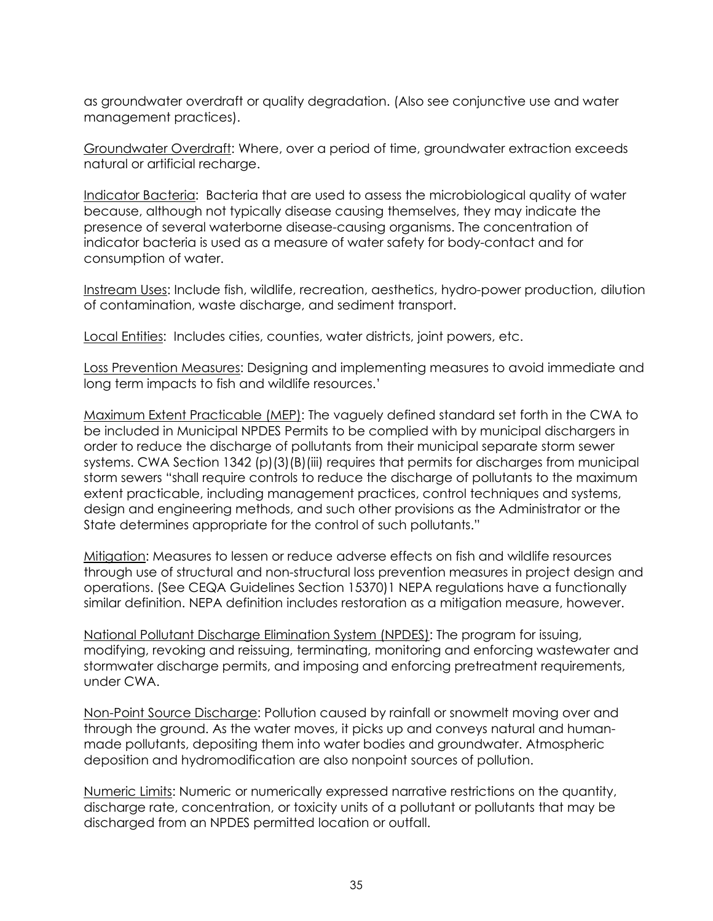as groundwater overdraft or quality degradation. (Also see conjunctive use and water management practices).

Groundwater Overdraft: Where, over a period of time, groundwater extraction exceeds natural or artificial recharge.

Indicator Bacteria: Bacteria that are used to assess the microbiological quality of water because, although not typically disease causing themselves, they may indicate the presence of several waterborne disease-causing organisms. The concentration of indicator bacteria is used as a measure of water safety for body-contact and for consumption of water.

Instream Uses: Include fish, wildlife, recreation, aesthetics, hydro-power production, dilution of contamination, waste discharge, and sediment transport.

Local Entities: Includes cities, counties, water districts, joint powers, etc.

Loss Prevention Measures: Designing and implementing measures to avoid immediate and long term impacts to fish and wildlife resources.'

Maximum Extent Practicable (MEP): The vaguely defined standard set forth in the CWA to be included in Municipal NPDES Permits to be complied with by municipal dischargers in order to reduce the discharge of pollutants from their municipal separate storm sewer systems. CWA Section 1342 (p)(3)(B)(iii) requires that permits for discharges from municipal storm sewers "shall require controls to reduce the discharge of pollutants to the maximum extent practicable, including management practices, control techniques and systems, design and engineering methods, and such other provisions as the Administrator or the State determines appropriate for the control of such pollutants."

Mitigation: Measures to lessen or reduce adverse effects on fish and wildlife resources through use of structural and non-structural loss prevention measures in project design and operations. (See CEQA Guidelines Section 15370)1 NEPA regulations have a functionally similar definition. NEPA definition includes restoration as a mitigation measure, however.

National Pollutant Discharge Elimination System (NPDES): The program for issuing, modifying, revoking and reissuing, terminating, monitoring and enforcing wastewater and stormwater discharge permits, and imposing and enforcing pretreatment requirements, under CWA.

Non-Point Source Discharge: Pollution caused by rainfall or snowmelt moving over and through the ground. As the water moves, it picks up and conveys natural and human-made pollutants, depositing them into water bodies and groundwater. Atmospheric deposition and hydromodification are also nonpoint sources of pollution.

Numeric Limits: Numeric or numerically expressed narrative restrictions on the quantity, discharge rate, concentration, or toxicity units of a pollutant or pollutants that may be discharged from an NPDES permitted location or outfall.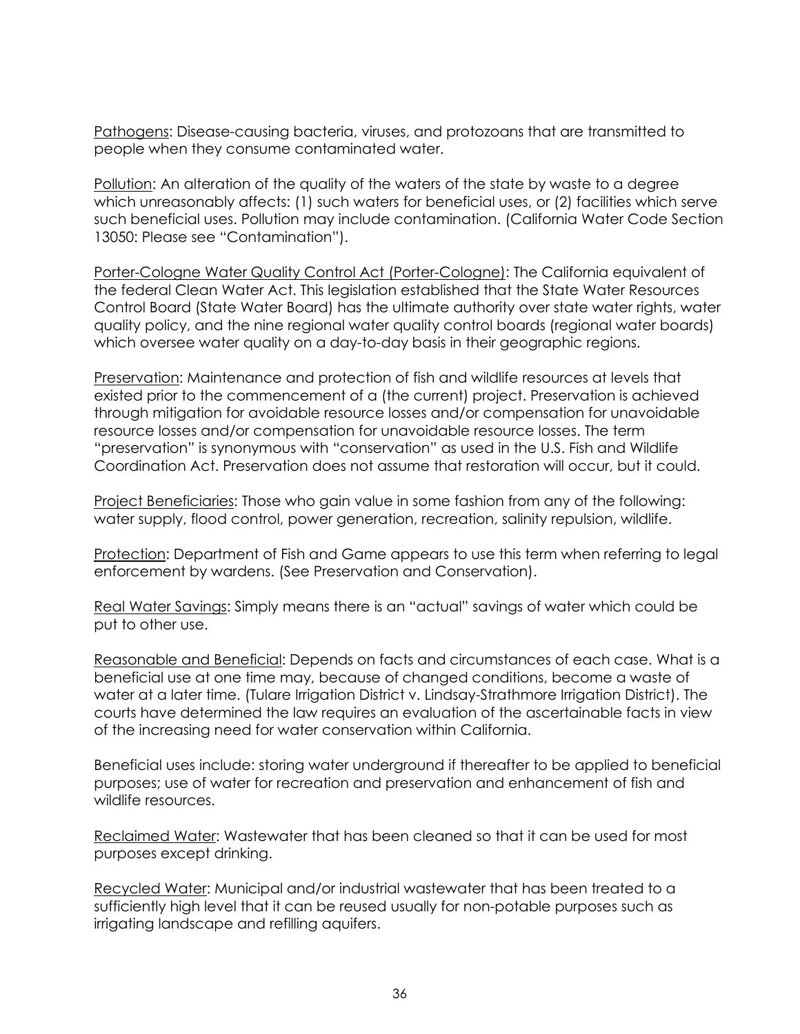Pathogens: Disease-causing bacteria, viruses, and protozoans that are transmitted to people when they consume contaminated water.

Pollution: An alteration of the quality of the waters of the state by waste to a degree which unreasonably affects: (1) such waters for beneficial uses, or (2) facilities which serve such beneficial uses. Pollution may include contamination. (California Water Code Section 13050: Please see "Contamination").

Porter-Cologne Water Quality Control Act (Porter-Cologne): The California equivalent of the federal Clean Water Act. This legislation established that the State Water Resources Control Board (State Water Board) has the ultimate authority over state water rights, water quality policy, and the nine regional water quality control boards (regional water boards) which oversee water quality on a day-to-day basis in their geographic regions.

Preservation: Maintenance and protection of fish and wildlife resources at levels that existed prior to the commencement of a (the current) project. Preservation is achieved through mitigation for avoidable resource losses and/or compensation for unavoidable resource losses and/or compensation for unavoidable resource losses. The term "preservation" is synonymous with "conservation" as used in the U.S. Fish and Wildlife Coordination Act. Preservation does not assume that restoration will occur, but it could.

Project Beneficiaries: Those who gain value in some fashion from any of the following: water supply, flood control, power generation, recreation, salinity repulsion, wildlife.

Protection: Department of Fish and Game appears to use this term when referring to legal enforcement by wardens. (See Preservation and Conservation).

Real Water Savings: Simply means there is an "actual" savings of water which could be put to other use.

Reasonable and Beneficial: Depends on facts and circumstances of each case. What is a beneficial use at one time may, because of changed conditions, become a waste of water at a later time. (Tulare Irrigation District v. Lindsay-Strathmore Irrigation District). The courts have determined the law requires an evaluation of the ascertainable facts in view of the increasing need for water conservation within California.

Beneficial uses include: storing water underground if thereafter to be applied to beneficial purposes; use of water for recreation and preservation and enhancement of fish and wildlife resources.

Reclaimed Water: Wastewater that has been cleaned so that it can be used for most purposes except drinking.

Recycled Water: Municipal and/or industrial wastewater that has been treated to a sufficiently high level that it can be reused usually for non-potable purposes such as irrigating landscape and refilling aquifers.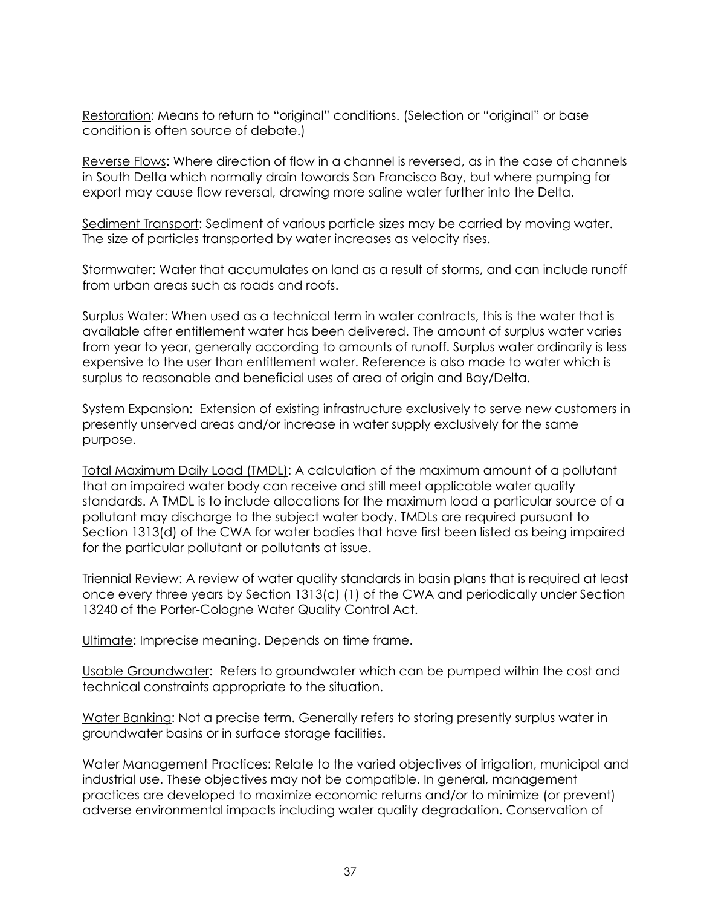Restoration: Means to return to "original" conditions. (Selection or "original" or base condition is often source of debate.)

Reverse Flows: Where direction of flow in a channel is reversed, as in the case of channels in South Delta which normally drain towards San Francisco Bay, but where pumping for export may cause flow reversal, drawing more saline water further into the Delta.

Sediment Transport: Sediment of various particle sizes may be carried by moving water. The size of particles transported by water increases as velocity rises.

Stormwater: Water that accumulates on land as a result of storms, and can include runoff from urban areas such as roads and roofs.

Surplus Water: When used as a technical term in water contracts, this is the water that is available after entitlement water has been delivered. The amount of surplus water varies from year to year, generally according to amounts of runoff. Surplus water ordinarily is less expensive to the user than entitlement water. Reference is also made to water which is surplus to reasonable and beneficial uses of area of origin and Bay/Delta.

System Expansion: Extension of existing infrastructure exclusively to serve new customers in presently unserved areas and/or increase in water supply exclusively for the same purpose.

Total Maximum Daily Load (TMDL): A calculation of the maximum amount of a pollutant that an impaired water body can receive and still meet applicable water quality standards. A TMDL is to include allocations for the maximum load a particular source of a pollutant may discharge to the subject water body. TMDLs are required pursuant to Section 1313(d) of the CWA for water bodies that have first been listed as being impaired for the particular pollutant or pollutants at issue.

Triennial Review: A review of water quality standards in basin plans that is required at least once every three years by Section 1313(c) (1) of the CWA and periodically under Section 13240 of the Porter-Cologne Water Quality Control Act.

Ultimate: Imprecise meaning. Depends on time frame.

Usable Groundwater: Refers to groundwater which can be pumped within the cost and technical constraints appropriate to the situation.

Water Banking: Not a precise term. Generally refers to storing presently surplus water in groundwater basins or in surface storage facilities.

Water Management Practices: Relate to the varied objectives of irrigation, municipal and industrial use. These objectives may not be compatible. In general, management practices are developed to maximize economic returns and/or to minimize (or prevent) adverse environmental impacts including water quality degradation. Conservation of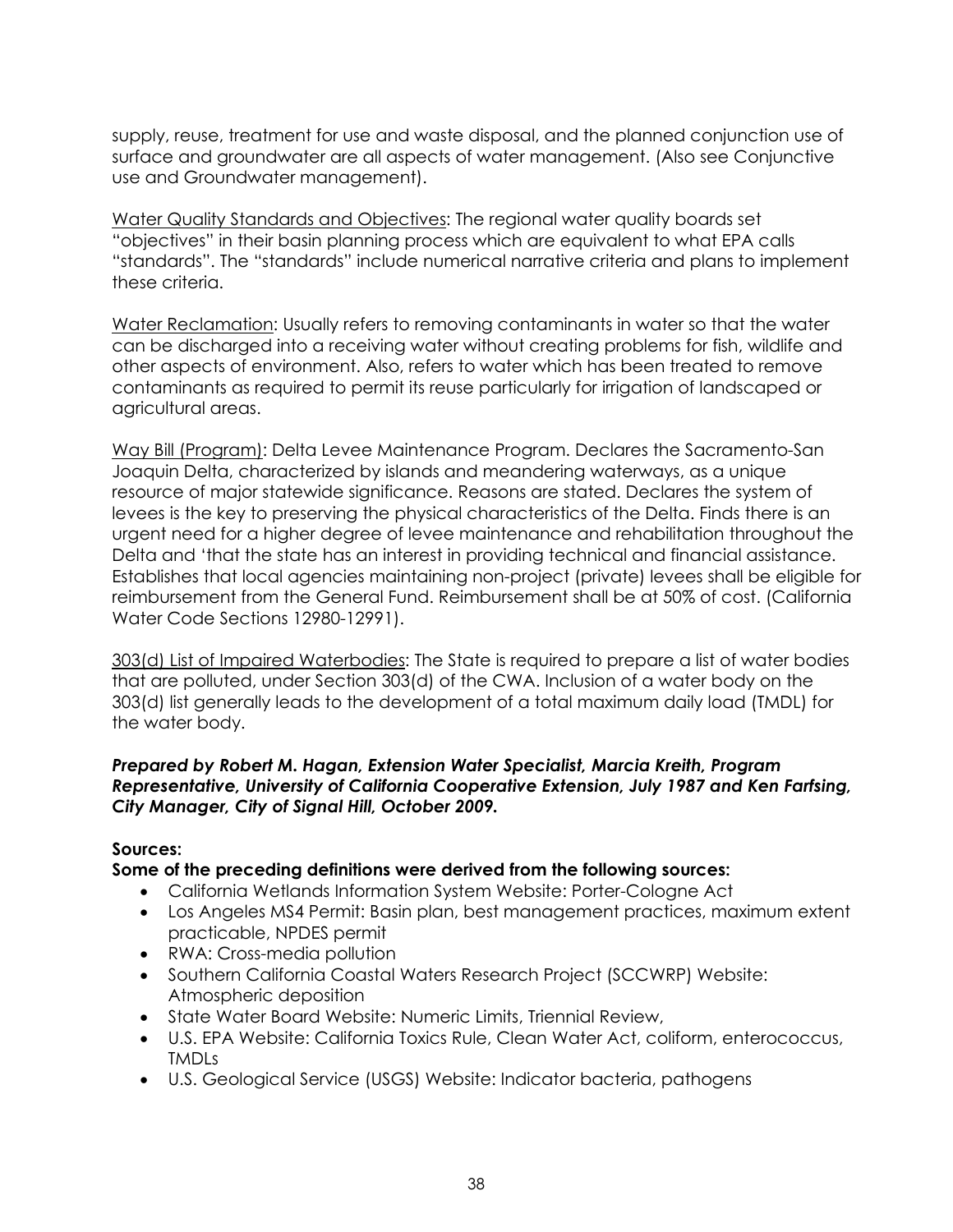supply, reuse, treatment for use and waste disposal, and the planned conjunction use of surface and groundwater are all aspects of water management. (Also see Conjunctive use and Groundwater management).

<u>Water Quality Standards and Objectives</u>: The regional water quality boards set "objectives" in their basin planning process which are equivalent to what EPA calls "standards". The "standards" include numerical narrative criteria and plans to implement these criteria.

<u>Water Reclamation</u>: Usually refers to removing contaminants in water so that the water can be discharged into a receiving water without creating problems for fish, wildlife and other aspects of environment. Also, refers to water which has been treated to remove contaminants as required to permit its reuse particularly for irrigation of landscaped or agricultural areas.

<u>Way Bill (Program)</u>: Delta Levee Maintenance Program. Declares the Sacramento-San Joaquin Delta, characterized by islands and meandering waterways, as a unique resource of major statewide significance. Reasons are stated. Declares the system of levees is the key to preserving the physical characteristics of the Delta. Finds there is an urgent need for a higher degree of levee maintenance and rehabilitation throughout the Delta and 'that the state has an interest in providing technical and financial assistance. Establishes that local agencies maintaining non-project (private) levees shall be eligible for reimbursement from the General Fund. Reimbursement shall be at 50% of cost. (California Water Code Sections 12980-12991).

<u>303(d) List of Impaired Waterbodies</u>: The State is required to prepare a list of water bodies that are polluted, under Section 303(d) of the CWA. Inclusion of a water body on the 303(d) list generally leads to the development of a total maximum daily load (TMDL) for the water body.

***Prepared by Robert M. Hagan, Extension Water Specialist, Marcia Kreith, Program Representative, University of California Cooperative Extension, July 1987 and Ken Farfsing, City Manager, City of Signal Hill, October 2009.***

**Sources:**

**Some of the preceding definitions were derived from the following sources:**

- California Wetlands Information System Website: Porter-Cologne Act
- Los Angeles MS4 Permit: Basin plan, best management practices, maximum extent practicable, NPDES permit
- RWA: Cross-media pollution
- Southern California Coastal Waters Research Project (SCCWRP) Website: Atmospheric deposition
- State Water Board Website: Numeric Limits, Triennial Review,
- U.S. EPA Website: California Toxics Rule, Clean Water Act, coliform, enterococcus, TMDLs
- U.S. Geological Service (USGS) Website: Indicator bacteria, pathogens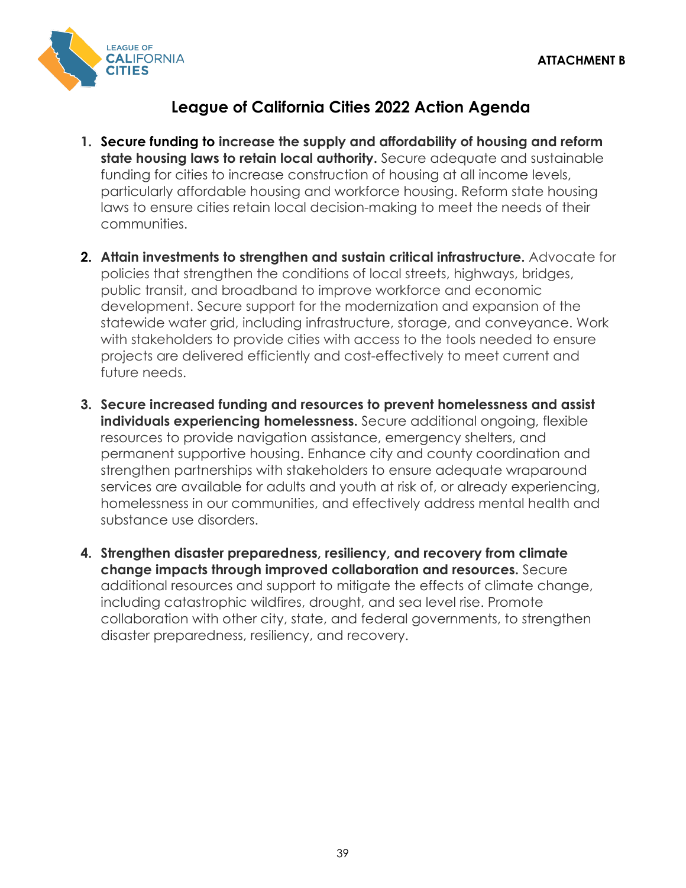ATTACHMENT B

# League of California Cities 2022 Action Agenda

1. **Secure funding to increase the supply and affordability of housing and reform state housing laws to retain local authority.** Secure adequate and sustainable funding for cities to increase construction of housing at all income levels, particularly affordable housing and workforce housing. Reform state housing laws to ensure cities retain local decision-making to meet the needs of their communities.

2. **Attain investments to strengthen and sustain critical infrastructure.** Advocate for policies that strengthen the conditions of local streets, highways, bridges, public transit, and broadband to improve workforce and economic development. Secure support for the modernization and expansion of the statewide water grid, including infrastructure, storage, and conveyance. Work with stakeholders to provide cities with access to the tools needed to ensure projects are delivered efficiently and cost-effectively to meet current and future needs.

3. **Secure increased funding and resources to prevent homelessness and assist individuals experiencing homelessness.** Secure additional ongoing, flexible resources to provide navigation assistance, emergency shelters, and permanent supportive housing. Enhance city and county coordination and strengthen partnerships with stakeholders to ensure adequate wraparound services are available for adults and youth at risk of, or already experiencing, homelessness in our communities, and effectively address mental health and substance use disorders.

4. **Strengthen disaster preparedness, resiliency, and recovery from climate change impacts through improved collaboration and resources.** Secure additional resources and support to mitigate the effects of climate change, including catastrophic wildfires, drought, and sea level rise. Promote collaboration with other city, state, and federal governments, to strengthen disaster preparedness, resiliency, and recovery.